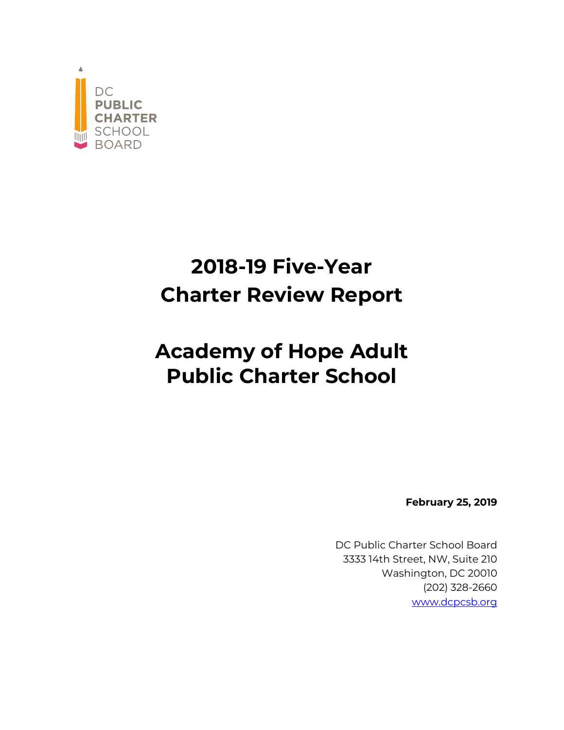DC
PUBLIC
CHARTER
SCHOOL
BOARD

# 2018-19 Five-Year Charter Review Report

# Academy of Hope Adult Public Charter School

**February 25, 2019**

DC Public Charter School Board
3333 14th Street, NW, Suite 210
Washington, DC 20010
(202) 328-2660
www.dcpcsb.org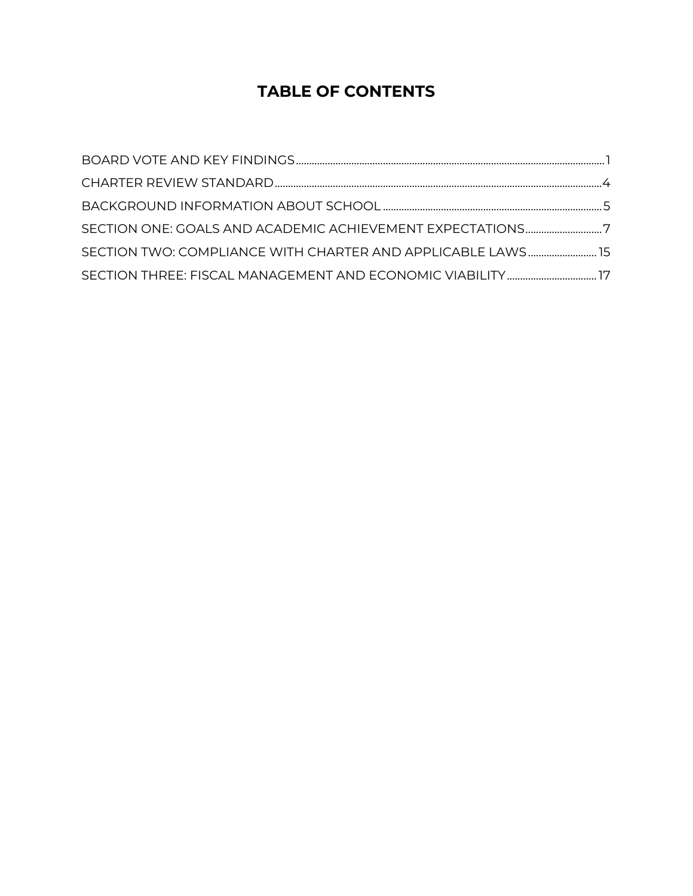# TABLE OF CONTENTS

BOARD VOTE AND KEY FINDINGS .......... 1

CHARTER REVIEW STANDARD .......... 4

BACKGROUND INFORMATION ABOUT SCHOOL .......... 5

SECTION ONE: GOALS AND ACADEMIC ACHIEVEMENT EXPECTATIONS .......... 7

SECTION TWO: COMPLIANCE WITH CHARTER AND APPLICABLE LAWS .......... 15

SECTION THREE: FISCAL MANAGEMENT AND ECONOMIC VIABILITY .......... 17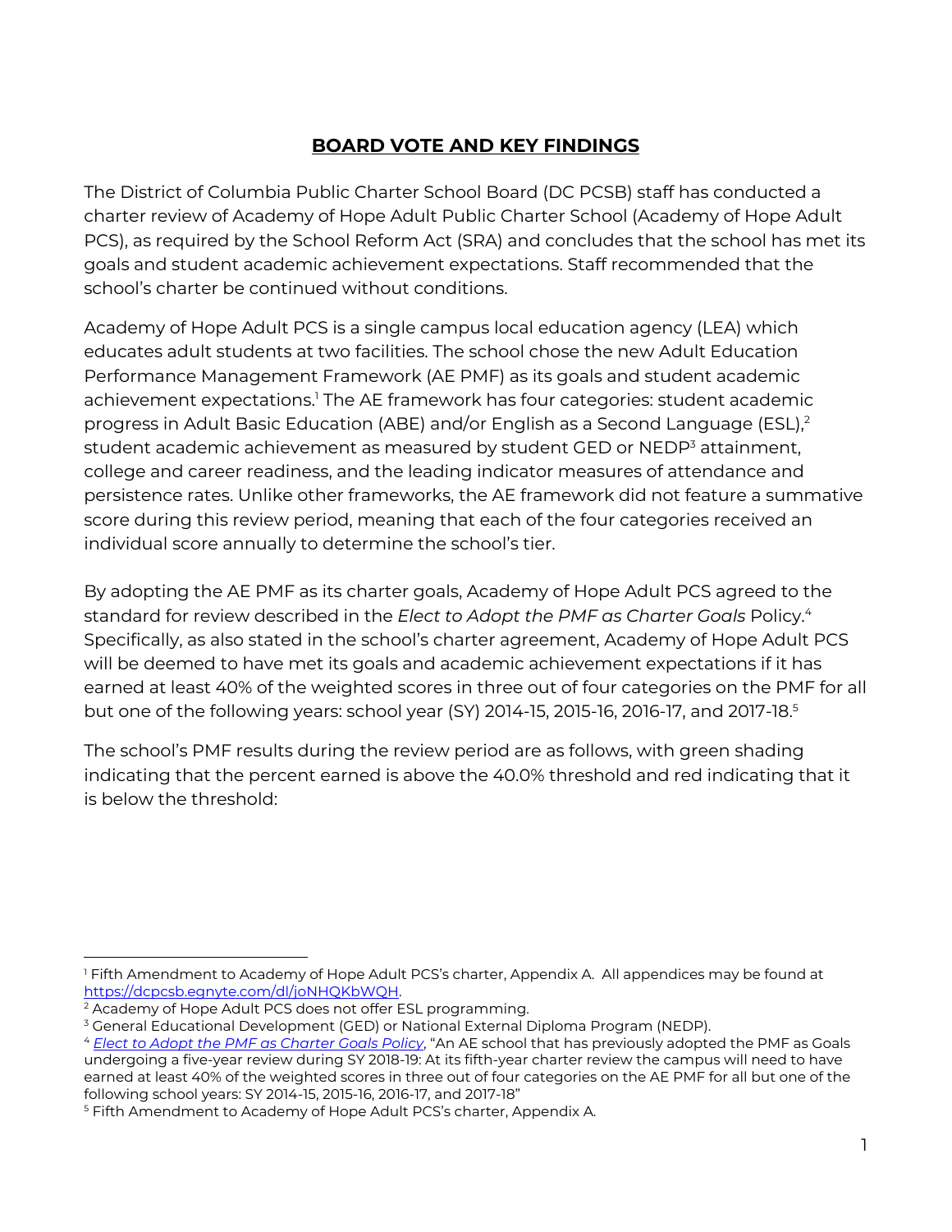# BOARD VOTE AND KEY FINDINGS

The District of Columbia Public Charter School Board (DC PCSB) staff has conducted a charter review of Academy of Hope Adult Public Charter School (Academy of Hope Adult PCS), as required by the School Reform Act (SRA) and concludes that the school has met its goals and student academic achievement expectations. Staff recommended that the school's charter be continued without conditions.

Academy of Hope Adult PCS is a single campus local education agency (LEA) which educates adult students at two facilities. The school chose the new Adult Education Performance Management Framework (AE PMF) as its goals and student academic achievement expectations.[1] The AE framework has four categories: student academic progress in Adult Basic Education (ABE) and/or English as a Second Language (ESL),[2] student academic achievement as measured by student GED or NEDP[3] attainment, college and career readiness, and the leading indicator measures of attendance and persistence rates. Unlike other frameworks, the AE framework did not feature a summative score during this review period, meaning that each of the four categories received an individual score annually to determine the school's tier.

By adopting the AE PMF as its charter goals, Academy of Hope Adult PCS agreed to the standard for review described in the *Elect to Adopt the PMF as Charter Goals* Policy.[4] Specifically, as also stated in the school's charter agreement, Academy of Hope Adult PCS will be deemed to have met its goals and academic achievement expectations if it has earned at least 40% of the weighted scores in three out of four categories on the PMF for all but one of the following years: school year (SY) 2014-15, 2015-16, 2016-17, and 2017-18.[5]

The school's PMF results during the review period are as follows, with green shading indicating that the percent earned is above the 40.0% threshold and red indicating that it is below the threshold:

---

[1] Fifth Amendment to Academy of Hope Adult PCS's charter, Appendix A. All appendices may be found at https://dcpcsb.egnyte.com/dl/joNHQKbWQH.

[2] Academy of Hope Adult PCS does not offer ESL programming.

[3] General Educational Development (GED) or National External Diploma Program (NEDP).

[4] *Elect to Adopt the PMF as Charter Goals Policy*, "An AE school that has previously adopted the PMF as Goals undergoing a five-year review during SY 2018-19: At its fifth-year charter review the campus will need to have earned at least 40% of the weighted scores in three out of four categories on the AE PMF for all but one of the following school years: SY 2014-15, 2015-16, 2016-17, and 2017-18"

[5] Fifth Amendment to Academy of Hope Adult PCS's charter, Appendix A.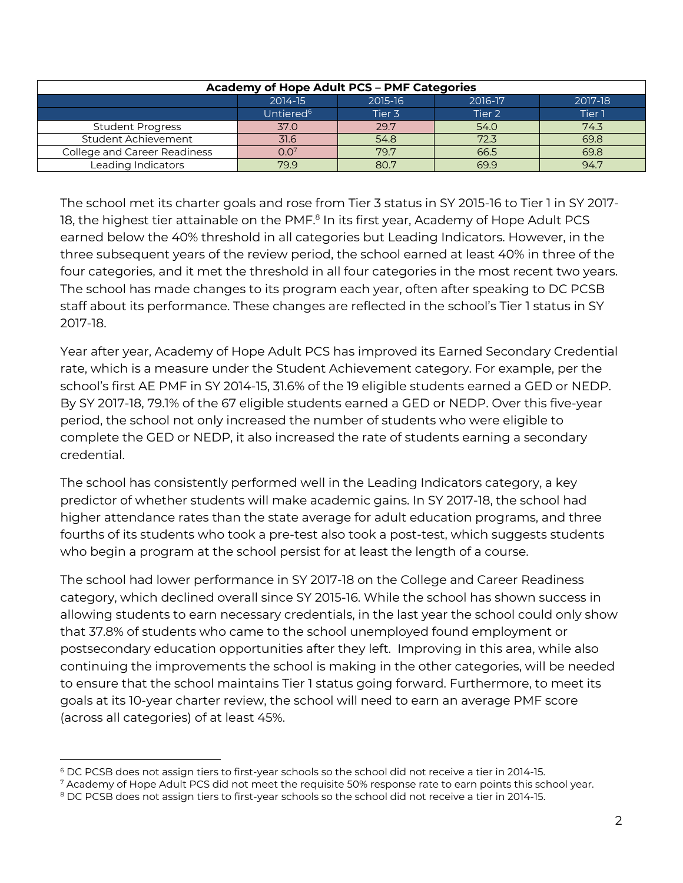| Academy of Hope Adult PCS – PMF Categories | | | | |
|---|---|---|---|---|
| | 2014-15 | 2015-16 | 2016-17 | 2017-18 |
| | Untiered[6] | Tier 3 | Tier 2 | Tier 1 |
| Student Progress | 37.0 | 29.7 | 54.0 | 74.3 |
| Student Achievement | 31.6 | 54.8 | 72.3 | 69.8 |
| College and Career Readiness | 0.0[7] | 79.7 | 66.5 | 69.8 |
| Leading Indicators | 79.9 | 80.7 | 69.9 | 94.7 |

The school met its charter goals and rose from Tier 3 status in SY 2015-16 to Tier 1 in SY 2017-18, the highest tier attainable on the PMF.[8] In its first year, Academy of Hope Adult PCS earned below the 40% threshold in all categories but Leading Indicators. However, in the three subsequent years of the review period, the school earned at least 40% in three of the four categories, and it met the threshold in all four categories in the most recent two years. The school has made changes to its program each year, often after speaking to DC PCSB staff about its performance. These changes are reflected in the school's Tier 1 status in SY 2017-18.

Year after year, Academy of Hope Adult PCS has improved its Earned Secondary Credential rate, which is a measure under the Student Achievement category. For example, per the school's first AE PMF in SY 2014-15, 31.6% of the 19 eligible students earned a GED or NEDP. By SY 2017-18, 79.1% of the 67 eligible students earned a GED or NEDP. Over this five-year period, the school not only increased the number of students who were eligible to complete the GED or NEDP, it also increased the rate of students earning a secondary credential.

The school has consistently performed well in the Leading Indicators category, a key predictor of whether students will make academic gains. In SY 2017-18, the school had higher attendance rates than the state average for adult education programs, and three fourths of its students who took a pre-test also took a post-test, which suggests students who begin a program at the school persist for at least the length of a course.

The school had lower performance in SY 2017-18 on the College and Career Readiness category, which declined overall since SY 2015-16. While the school has shown success in allowing students to earn necessary credentials, in the last year the school could only show that 37.8% of students who came to the school unemployed found employment or postsecondary education opportunities after they left. Improving in this area, while also continuing the improvements the school is making in the other categories, will be needed to ensure that the school maintains Tier 1 status going forward. Furthermore, to meet its goals at its 10-year charter review, the school will need to earn an average PMF score (across all categories) of at least 45%.

---

[6] DC PCSB does not assign tiers to first-year schools so the school did not receive a tier in 2014-15.

[7] Academy of Hope Adult PCS did not meet the requisite 50% response rate to earn points this school year.

[8] DC PCSB does not assign tiers to first-year schools so the school did not receive a tier in 2014-15.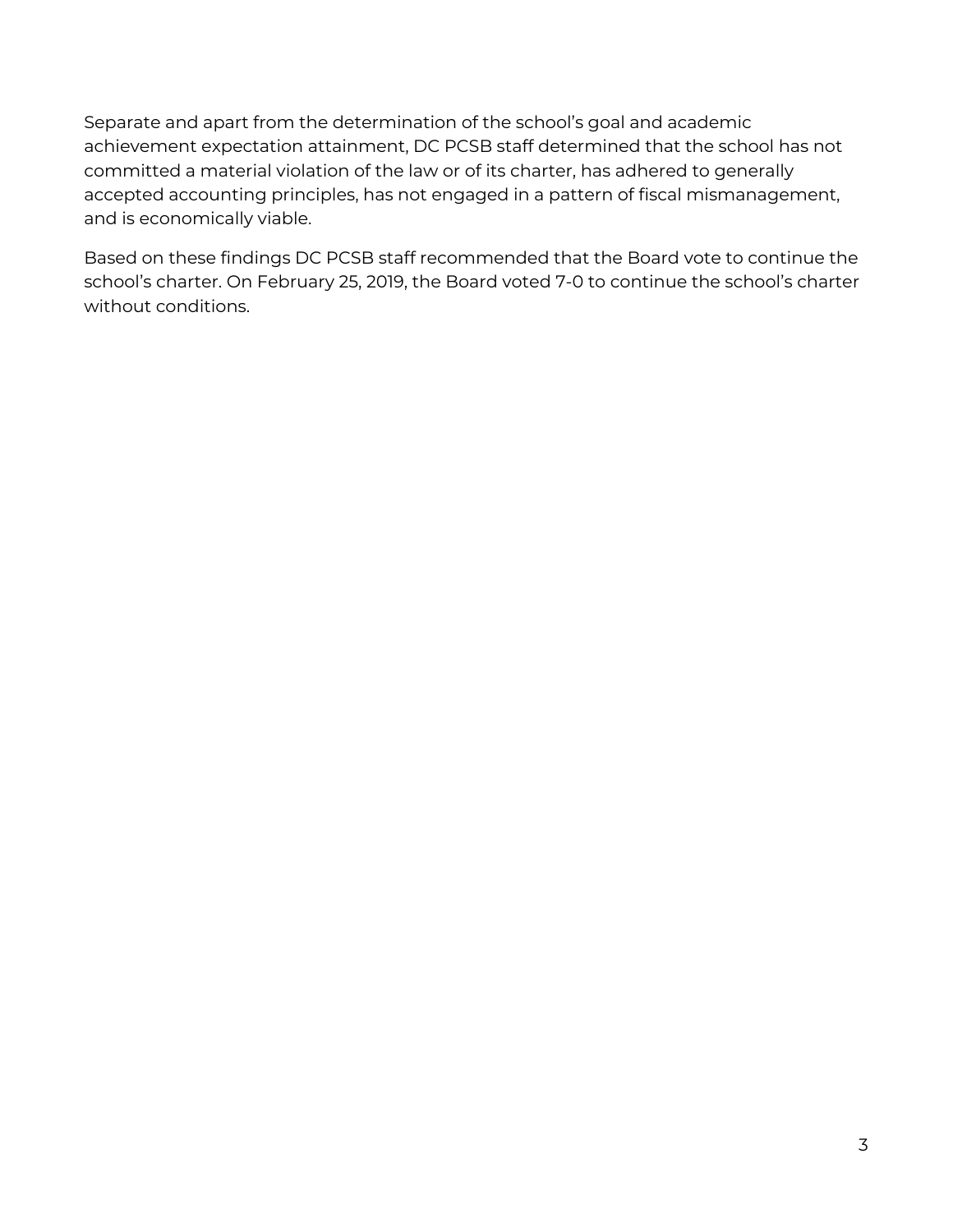Separate and apart from the determination of the school's goal and academic achievement expectation attainment, DC PCSB staff determined that the school has not committed a material violation of the law or of its charter, has adhered to generally accepted accounting principles, has not engaged in a pattern of fiscal mismanagement, and is economically viable.

Based on these findings DC PCSB staff recommended that the Board vote to continue the school's charter. On February 25, 2019, the Board voted 7-0 to continue the school's charter without conditions.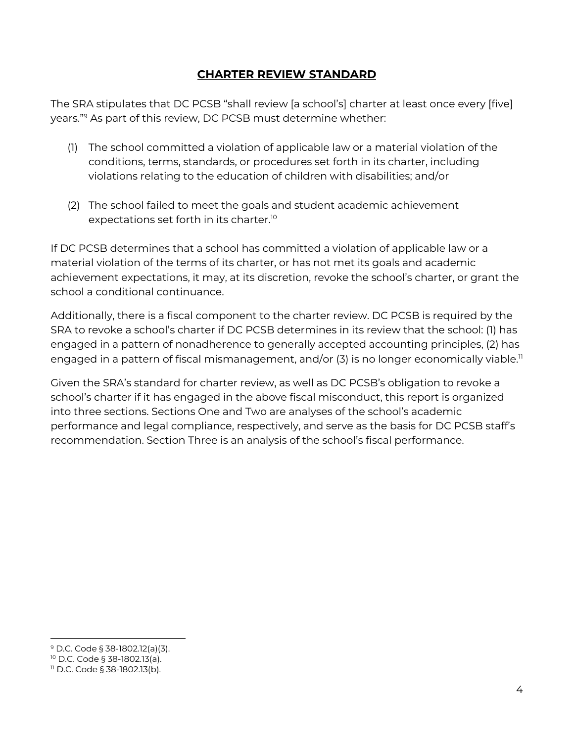## CHARTER REVIEW STANDARD

The SRA stipulates that DC PCSB "shall review [a school's] charter at least once every [five] years."[9] As part of this review, DC PCSB must determine whether:

(1) The school committed a violation of applicable law or a material violation of the conditions, terms, standards, or procedures set forth in its charter, including violations relating to the education of children with disabilities; and/or

(2) The school failed to meet the goals and student academic achievement expectations set forth in its charter.[10]

If DC PCSB determines that a school has committed a violation of applicable law or a material violation of the terms of its charter, or has not met its goals and academic achievement expectations, it may, at its discretion, revoke the school's charter, or grant the school a conditional continuance.

Additionally, there is a fiscal component to the charter review. DC PCSB is required by the SRA to revoke a school's charter if DC PCSB determines in its review that the school: (1) has engaged in a pattern of nonadherence to generally accepted accounting principles, (2) has engaged in a pattern of fiscal mismanagement, and/or (3) is no longer economically viable.[11]

Given the SRA's standard for charter review, as well as DC PCSB's obligation to revoke a school's charter if it has engaged in the above fiscal misconduct, this report is organized into three sections. Sections One and Two are analyses of the school's academic performance and legal compliance, respectively, and serve as the basis for DC PCSB staff's recommendation. Section Three is an analysis of the school's fiscal performance.

---

[9] D.C. Code § 38-1802.12(a)(3).

[10] D.C. Code § 38-1802.13(a).

[11] D.C. Code § 38-1802.13(b).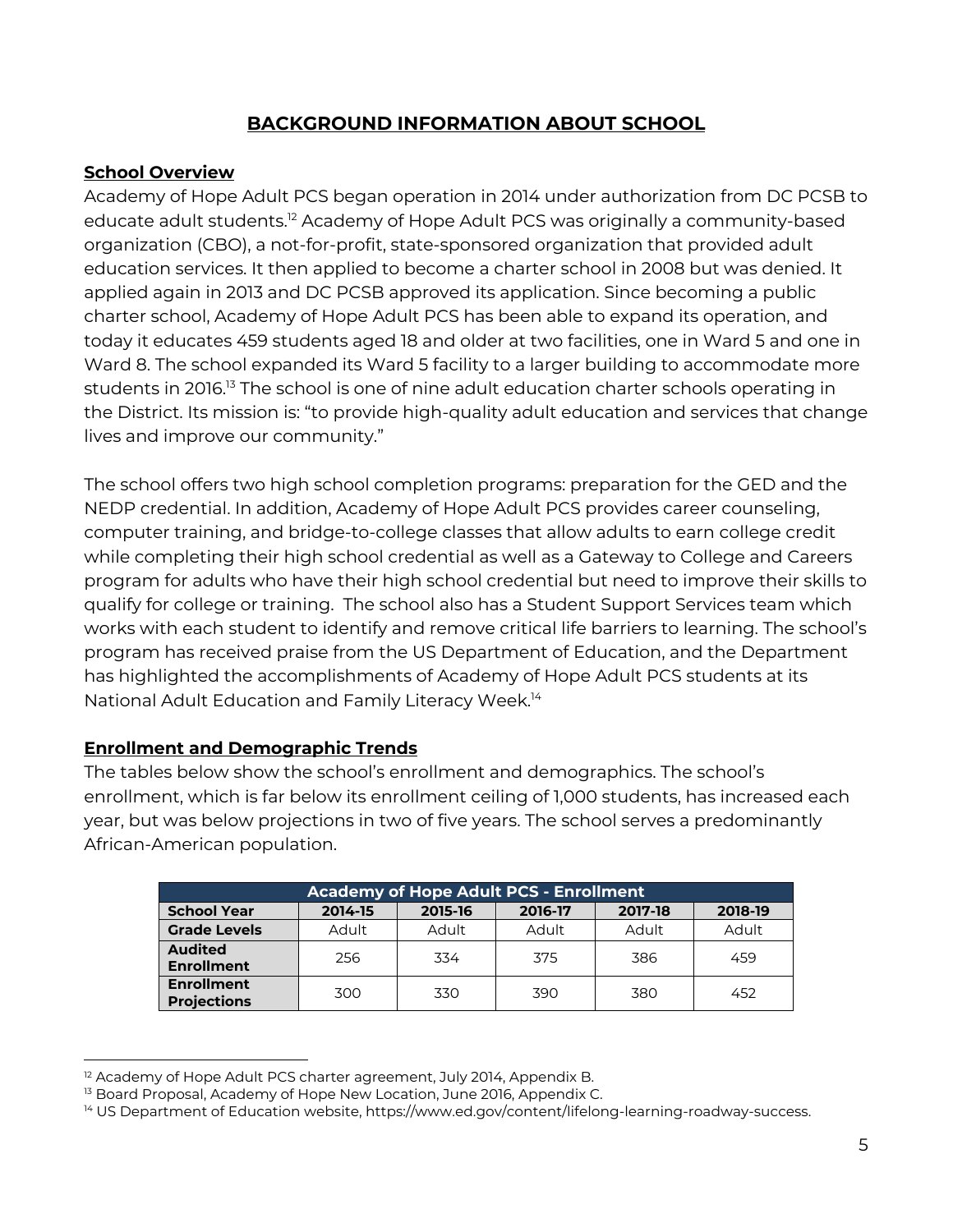## BACKGROUND INFORMATION ABOUT SCHOOL

### School Overview

Academy of Hope Adult PCS began operation in 2014 under authorization from DC PCSB to educate adult students.[12] Academy of Hope Adult PCS was originally a community-based organization (CBO), a not-for-profit, state-sponsored organization that provided adult education services. It then applied to become a charter school in 2008 but was denied. It applied again in 2013 and DC PCSB approved its application. Since becoming a public charter school, Academy of Hope Adult PCS has been able to expand its operation, and today it educates 459 students aged 18 and older at two facilities, one in Ward 5 and one in Ward 8. The school expanded its Ward 5 facility to a larger building to accommodate more students in 2016.[13] The school is one of nine adult education charter schools operating in the District. Its mission is: "to provide high-quality adult education and services that change lives and improve our community."

The school offers two high school completion programs: preparation for the GED and the NEDP credential. In addition, Academy of Hope Adult PCS provides career counseling, computer training, and bridge-to-college classes that allow adults to earn college credit while completing their high school credential as well as a Gateway to College and Careers program for adults who have their high school credential but need to improve their skills to qualify for college or training. The school also has a Student Support Services team which works with each student to identify and remove critical life barriers to learning. The school's program has received praise from the US Department of Education, and the Department has highlighted the accomplishments of Academy of Hope Adult PCS students at its National Adult Education and Family Literacy Week.[14]

### Enrollment and Demographic Trends

The tables below show the school's enrollment and demographics. The school's enrollment, which is far below its enrollment ceiling of 1,000 students, has increased each year, but was below projections in two of five years. The school serves a predominantly African-American population.

| Academy of Hope Adult PCS - Enrollment | | | | | |
|---|---|---|---|---|---|
| **School Year** | **2014-15** | **2015-16** | **2016-17** | **2017-18** | **2018-19** |
| **Grade Levels** | Adult | Adult | Adult | Adult | Adult |
| **Audited Enrollment** | 256 | 334 | 375 | 386 | 459 |
| **Enrollment Projections** | 300 | 330 | 390 | 380 | 452 |

---

[12] Academy of Hope Adult PCS charter agreement, July 2014, Appendix B.

[13] Board Proposal, Academy of Hope New Location, June 2016, Appendix C.

[14] US Department of Education website, https://www.ed.gov/content/lifelong-learning-roadway-success.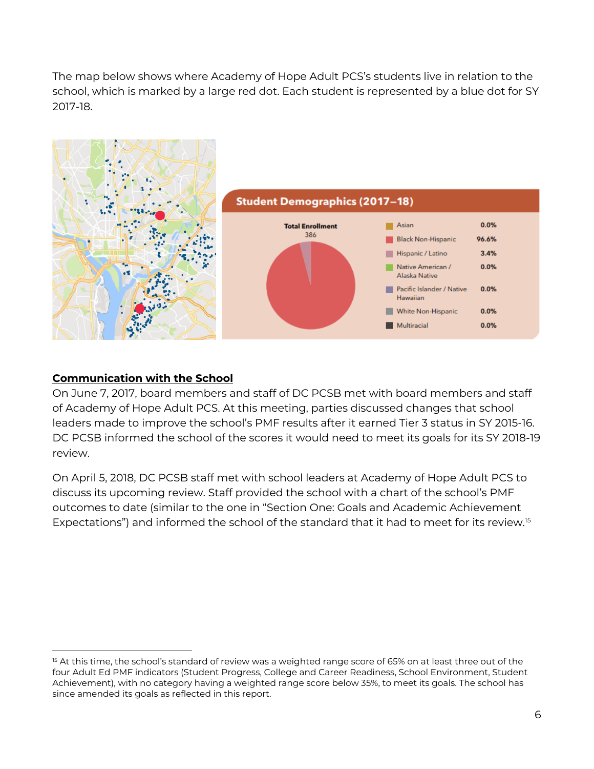The map below shows where Academy of Hope Adult PCS's students live in relation to the school, which is marked by a large red dot. Each student is represented by a blue dot for SY 2017-18.

**Student Demographics (2017–18)**

**Total Enrollment**
386

| Category | Percentage |
|---|---|
| Asian | 0.0% |
| Black Non-Hispanic | 96.6% |
| Hispanic / Latino | 3.4% |
| Native American / Alaska Native | 0.0% |
| Pacific Islander / Native Hawaiian | 0.0% |
| White Non-Hispanic | 0.0% |
| Multiracial | 0.0% |

## Communication with the School

On June 7, 2017, board members and staff of DC PCSB met with board members and staff of Academy of Hope Adult PCS. At this meeting, parties discussed changes that school leaders made to improve the school's PMF results after it earned Tier 3 status in SY 2015-16. DC PCSB informed the school of the scores it would need to meet its goals for its SY 2018-19 review.

On April 5, 2018, DC PCSB staff met with school leaders at Academy of Hope Adult PCS to discuss its upcoming review. Staff provided the school with a chart of the school's PMF outcomes to date (similar to the one in "Section One: Goals and Academic Achievement Expectations") and informed the school of the standard that it had to meet for its review.[15]

[15] At this time, the school's standard of review was a weighted range score of 65% on at least three out of the four Adult Ed PMF indicators (Student Progress, College and Career Readiness, School Environment, Student Achievement), with no category having a weighted range score below 35%, to meet its goals. The school has since amended its goals as reflected in this report.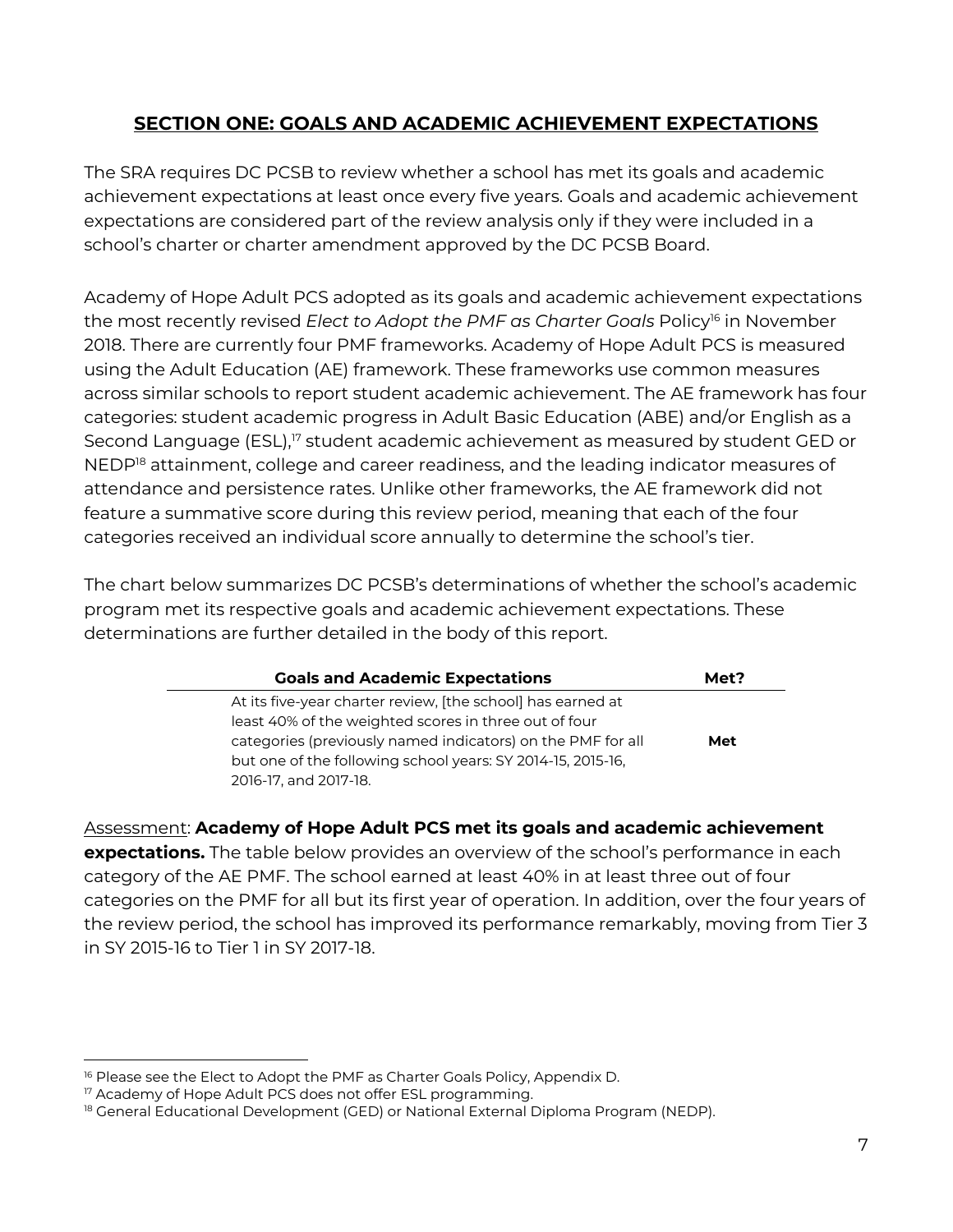## SECTION ONE: GOALS AND ACADEMIC ACHIEVEMENT EXPECTATIONS

The SRA requires DC PCSB to review whether a school has met its goals and academic achievement expectations at least once every five years. Goals and academic achievement expectations are considered part of the review analysis only if they were included in a school's charter or charter amendment approved by the DC PCSB Board.

Academy of Hope Adult PCS adopted as its goals and academic achievement expectations the most recently revised *Elect to Adopt the PMF as Charter Goals* Policy[16] in November 2018. There are currently four PMF frameworks. Academy of Hope Adult PCS is measured using the Adult Education (AE) framework. These frameworks use common measures across similar schools to report student academic achievement. The AE framework has four categories: student academic progress in Adult Basic Education (ABE) and/or English as a Second Language (ESL),[17] student academic achievement as measured by student GED or NEDP[18] attainment, college and career readiness, and the leading indicator measures of attendance and persistence rates. Unlike other frameworks, the AE framework did not feature a summative score during this review period, meaning that each of the four categories received an individual score annually to determine the school's tier.

The chart below summarizes DC PCSB's determinations of whether the school's academic program met its respective goals and academic achievement expectations. These determinations are further detailed in the body of this report.

| Goals and Academic Expectations | Met? |
|---|---|
| At its five-year charter review, [the school] has earned at least 40% of the weighted scores in three out of four categories (previously named indicators) on the PMF for all but one of the following school years: SY 2014-15, 2015-16, 2016-17, and 2017-18. | **Met** |

Assessment: **Academy of Hope Adult PCS met its goals and academic achievement expectations.** The table below provides an overview of the school's performance in each category of the AE PMF. The school earned at least 40% in at least three out of four categories on the PMF for all but its first year of operation. In addition, over the four years of the review period, the school has improved its performance remarkably, moving from Tier 3 in SY 2015-16 to Tier 1 in SY 2017-18.

[16] Please see the Elect to Adopt the PMF as Charter Goals Policy, Appendix D.

[17] Academy of Hope Adult PCS does not offer ESL programming.

[18] General Educational Development (GED) or National External Diploma Program (NEDP).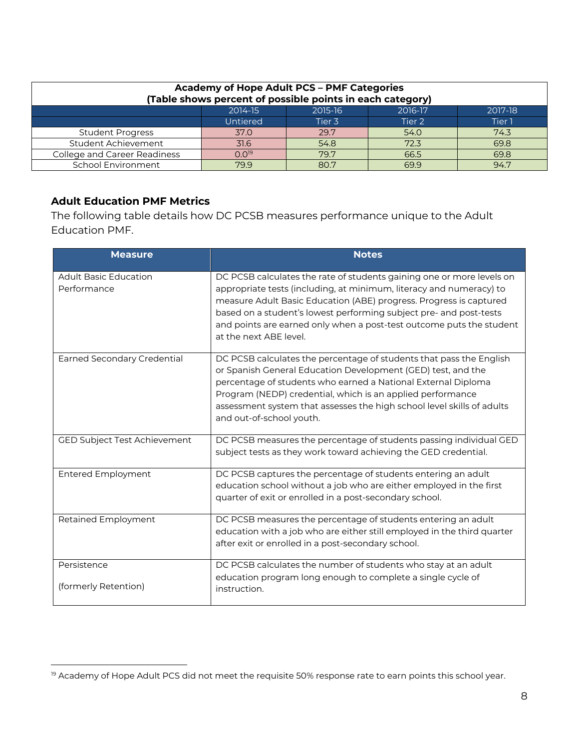| Academy of Hope Adult PCS – PMF Categories (Table shows percent of possible points in each category) | | | | |
|---|---|---|---|---|
| | 2014-15 | 2015-16 | 2016-17 | 2017-18 |
| | Untiered | Tier 3 | Tier 2 | Tier 1 |
| Student Progress | 37.0 | 29.7 | 54.0 | 74.3 |
| Student Achievement | 31.6 | 54.8 | 72.3 | 69.8 |
| College and Career Readiness | 0.0[19] | 79.7 | 66.5 | 69.8 |
| School Environment | 79.9 | 80.7 | 69.9 | 94.7 |

### Adult Education PMF Metrics

The following table details how DC PCSB measures performance unique to the Adult Education PMF.

| Measure | Notes |
|---|---|
| Adult Basic Education Performance | DC PCSB calculates the rate of students gaining one or more levels on appropriate tests (including, at minimum, literacy and numeracy) to measure Adult Basic Education (ABE) progress. Progress is captured based on a student's lowest performing subject pre- and post-tests and points are earned only when a post-test outcome puts the student at the next ABE level. |
| Earned Secondary Credential | DC PCSB calculates the percentage of students that pass the English or Spanish General Education Development (GED) test, and the percentage of students who earned a National External Diploma Program (NEDP) credential, which is an applied performance assessment system that assesses the high school level skills of adults and out-of-school youth. |
| GED Subject Test Achievement | DC PCSB measures the percentage of students passing individual GED subject tests as they work toward achieving the GED credential. |
| Entered Employment | DC PCSB captures the percentage of students entering an adult education school without a job who are either employed in the first quarter of exit or enrolled in a post-secondary school. |
| Retained Employment | DC PCSB measures the percentage of students entering an adult education with a job who are either still employed in the third quarter after exit or enrolled in a post-secondary school. |
| Persistence (formerly Retention) | DC PCSB calculates the number of students who stay at an adult education program long enough to complete a single cycle of instruction. |

[19] Academy of Hope Adult PCS did not meet the requisite 50% response rate to earn points this school year.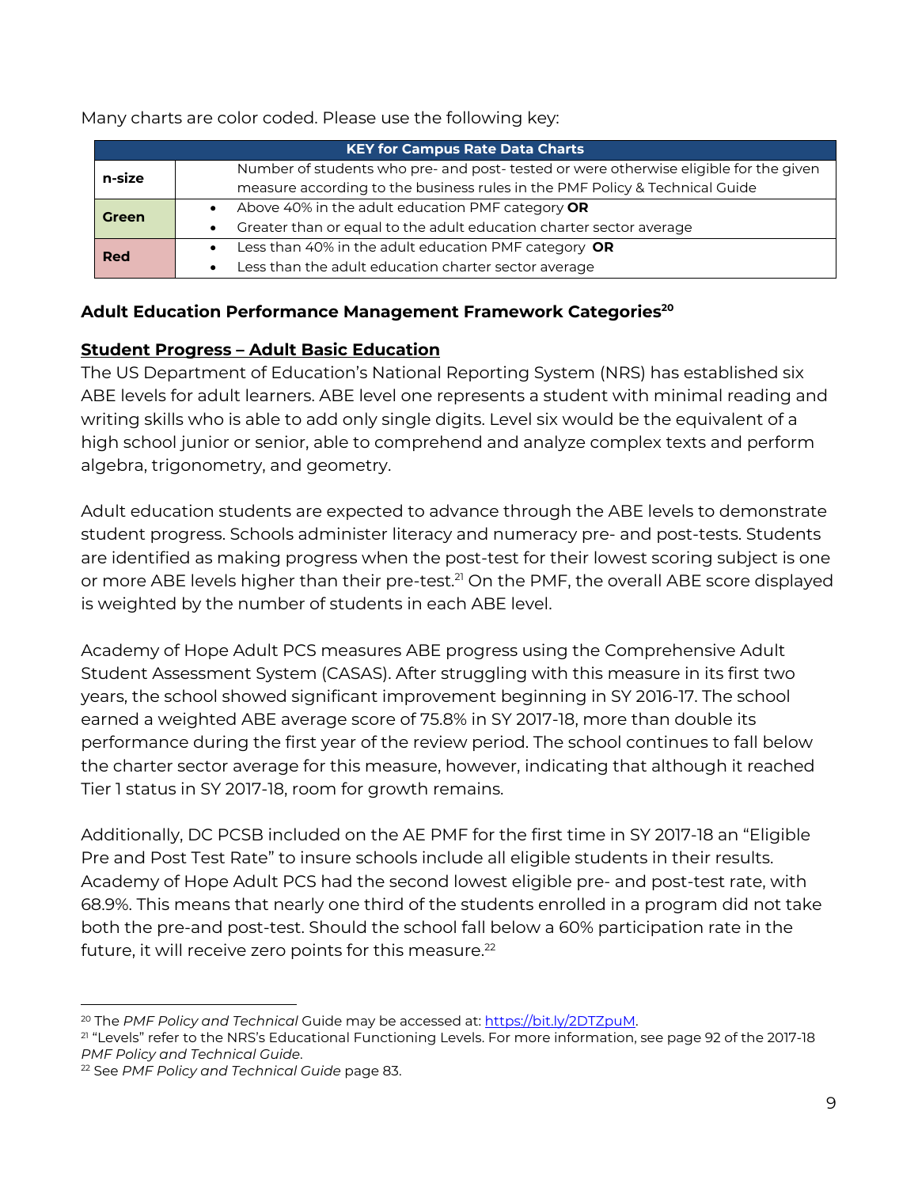Many charts are color coded. Please use the following key:

| KEY for Campus Rate Data Charts | |
|---|---|
| **n-size** | Number of students who pre- and post- tested or were otherwise eligible for the given measure according to the business rules in the PMF Policy & Technical Guide |
| **Green** | • Above 40% in the adult education PMF category **OR**<br>• Greater than or equal to the adult education charter sector average |
| **Red** | • Less than 40% in the adult education PMF category **OR**<br>• Less than the adult education charter sector average |

### Adult Education Performance Management Framework Categories[20]

**Student Progress – Adult Basic Education**

The US Department of Education's National Reporting System (NRS) has established six ABE levels for adult learners. ABE level one represents a student with minimal reading and writing skills who is able to add only single digits. Level six would be the equivalent of a high school junior or senior, able to comprehend and analyze complex texts and perform algebra, trigonometry, and geometry.

Adult education students are expected to advance through the ABE levels to demonstrate student progress. Schools administer literacy and numeracy pre- and post-tests. Students are identified as making progress when the post-test for their lowest scoring subject is one or more ABE levels higher than their pre-test.[21] On the PMF, the overall ABE score displayed is weighted by the number of students in each ABE level.

Academy of Hope Adult PCS measures ABE progress using the Comprehensive Adult Student Assessment System (CASAS). After struggling with this measure in its first two years, the school showed significant improvement beginning in SY 2016-17. The school earned a weighted ABE average score of 75.8% in SY 2017-18, more than double its performance during the first year of the review period. The school continues to fall below the charter sector average for this measure, however, indicating that although it reached Tier 1 status in SY 2017-18, room for growth remains.

Additionally, DC PCSB included on the AE PMF for the first time in SY 2017-18 an "Eligible Pre and Post Test Rate" to insure schools include all eligible students in their results. Academy of Hope Adult PCS had the second lowest eligible pre- and post-test rate, with 68.9%. This means that nearly one third of the students enrolled in a program did not take both the pre-and post-test. Should the school fall below a 60% participation rate in the future, it will receive zero points for this measure.[22]

---

[20] The *PMF Policy and Technical* Guide may be accessed at: https://bit.ly/2DTZpuM.

[21] "Levels" refer to the NRS's Educational Functioning Levels. For more information, see page 92 of the 2017-18 *PMF Policy and Technical Guide*.

[22] See *PMF Policy and Technical Guide* page 83.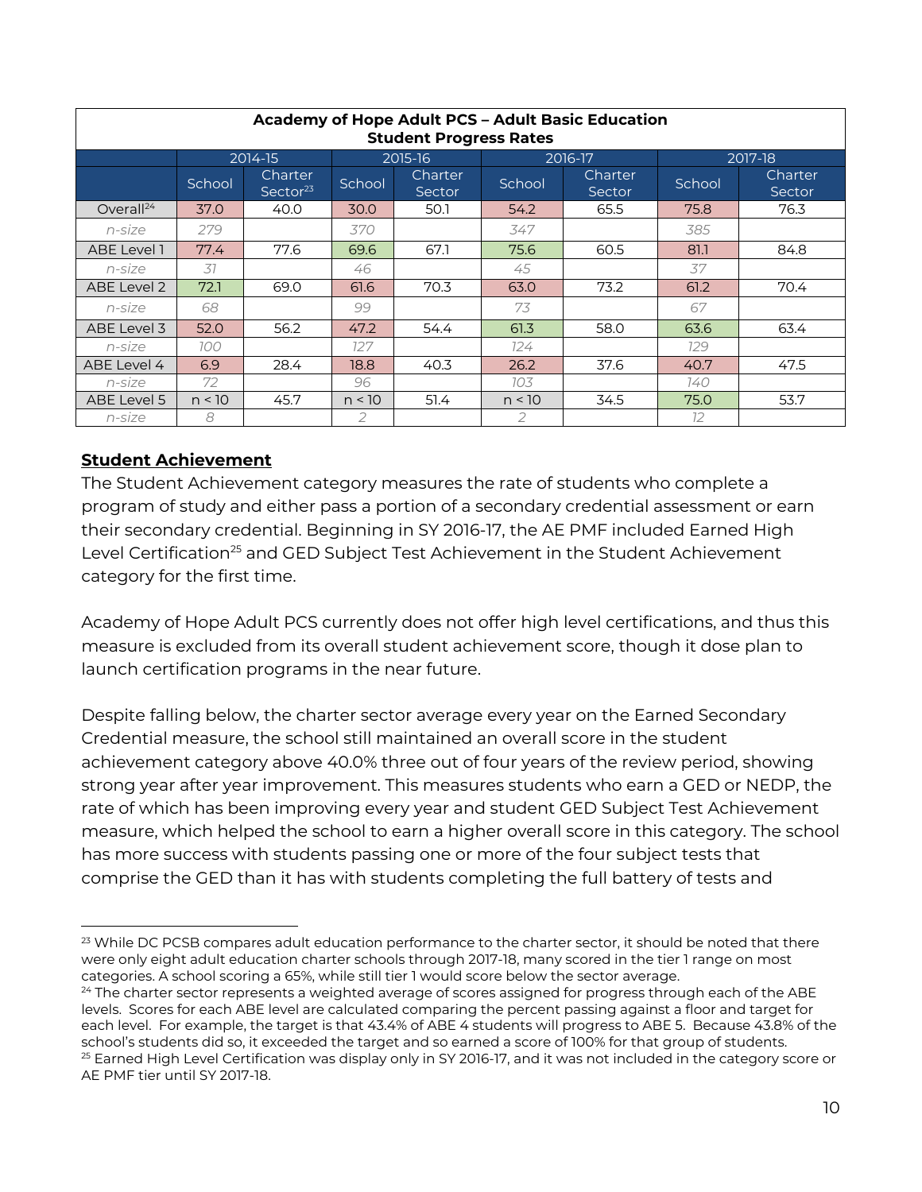| Academy of Hope Adult PCS – Adult Basic Education Student Progress Rates | | | | | | | | |
|---|---|---|---|---|---|---|---|---|
| | 2014-15 | | 2015-16 | | 2016-17 | | 2017-18 | |
| | School | Charter Sector[23] | School | Charter Sector | School | Charter Sector | School | Charter Sector |
| Overall[24] | 37.0 | 40.0 | 30.0 | 50.1 | 54.2 | 65.5 | 75.8 | 76.3 |
| *n-size* | *279* | | *370* | | *347* | | *385* | |
| ABE Level 1 | 77.4 | 77.6 | 69.6 | 67.1 | 75.6 | 60.5 | 81.1 | 84.8 |
| *n-size* | *31* | | *46* | | *45* | | *37* | |
| ABE Level 2 | 72.1 | 69.0 | 61.6 | 70.3 | 63.0 | 73.2 | 61.2 | 70.4 |
| *n-size* | *68* | | *99* | | *73* | | *67* | |
| ABE Level 3 | 52.0 | 56.2 | 47.2 | 54.4 | 61.3 | 58.0 | 63.6 | 63.4 |
| *n-size* | *100* | | *127* | | *124* | | *129* | |
| ABE Level 4 | 6.9 | 28.4 | 18.8 | 40.3 | 26.2 | 37.6 | 40.7 | 47.5 |
| *n-size* | *72* | | *96* | | *103* | | *140* | |
| ABE Level 5 | n < 10 | 45.7 | n < 10 | 51.4 | n < 10 | 34.5 | 75.0 | 53.7 |
| *n-size* | *8* | | *2* | | *2* | | *12* | |

## Student Achievement

The Student Achievement category measures the rate of students who complete a program of study and either pass a portion of a secondary credential assessment or earn their secondary credential. Beginning in SY 2016-17, the AE PMF included Earned High Level Certification[25] and GED Subject Test Achievement in the Student Achievement category for the first time.

Academy of Hope Adult PCS currently does not offer high level certifications, and thus this measure is excluded from its overall student achievement score, though it dose plan to launch certification programs in the near future.

Despite falling below, the charter sector average every year on the Earned Secondary Credential measure, the school still maintained an overall score in the student achievement category above 40.0% three out of four years of the review period, showing strong year after year improvement. This measures students who earn a GED or NEDP, the rate of which has been improving every year and student GED Subject Test Achievement measure, which helped the school to earn a higher overall score in this category. The school has more success with students passing one or more of the four subject tests that comprise the GED than it has with students completing the full battery of tests and

---

[23] While DC PCSB compares adult education performance to the charter sector, it should be noted that there were only eight adult education charter schools through 2017-18, many scored in the tier 1 range on most categories. A school scoring a 65%, while still tier 1 would score below the sector average.

[24] The charter sector represents a weighted average of scores assigned for progress through each of the ABE levels. Scores for each ABE level are calculated comparing the percent passing against a floor and target for each level. For example, the target is that 43.4% of ABE 4 students will progress to ABE 5. Because 43.8% of the school's students did so, it exceeded the target and so earned a score of 100% for that group of students.

[25] Earned High Level Certification was display only in SY 2016-17, and it was not included in the category score or AE PMF tier until SY 2017-18.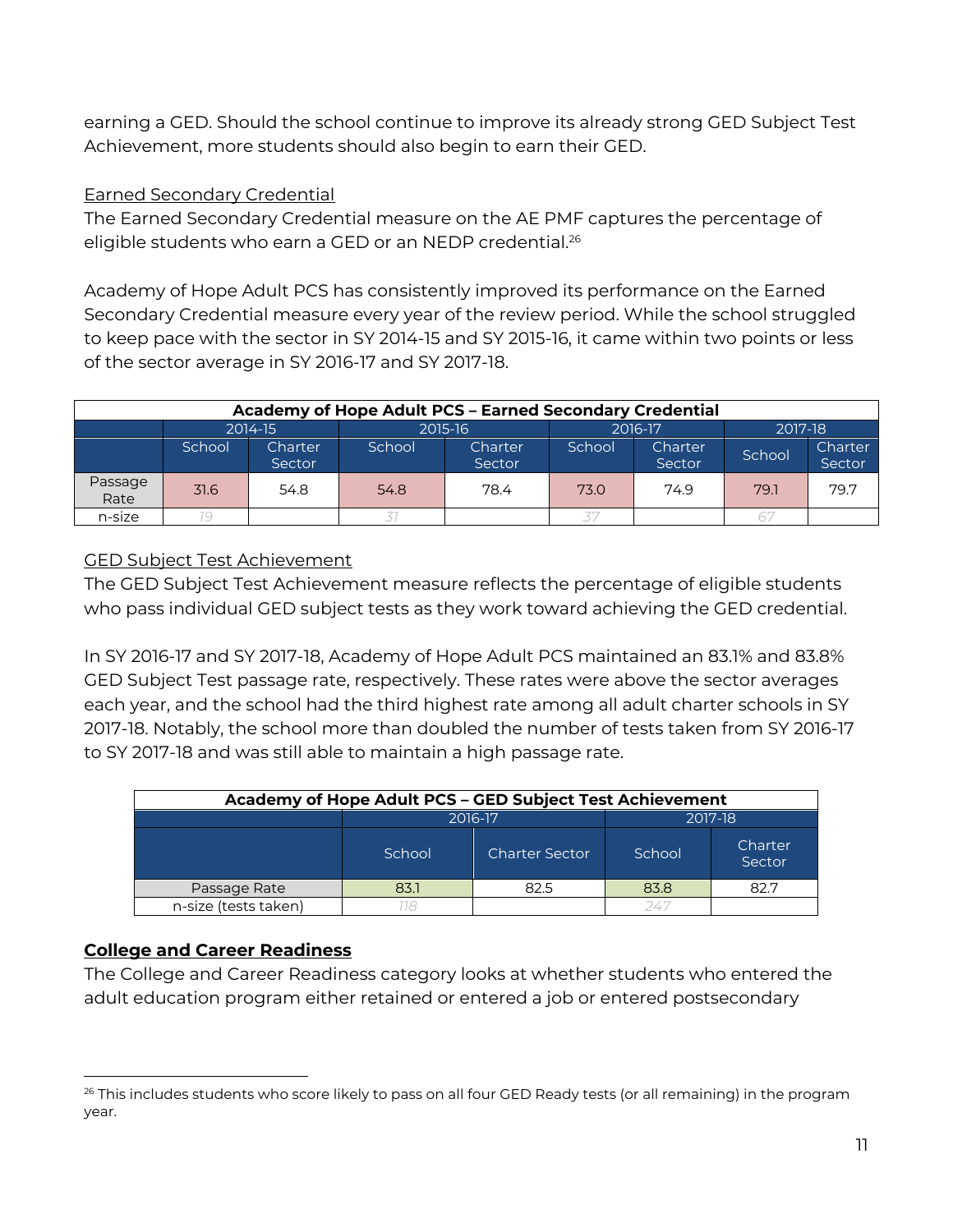earning a GED. Should the school continue to improve its already strong GED Subject Test Achievement, more students should also begin to earn their GED.

Earned Secondary Credential

The Earned Secondary Credential measure on the AE PMF captures the percentage of eligible students who earn a GED or an NEDP credential.[26]

Academy of Hope Adult PCS has consistently improved its performance on the Earned Secondary Credential measure every year of the review period. While the school struggled to keep pace with the sector in SY 2014-15 and SY 2015-16, it came within two points or less of the sector average in SY 2016-17 and SY 2017-18.

| Academy of Hope Adult PCS – Earned Secondary Credential | | | | | | | | |
|---|---|---|---|---|---|---|---|---|
| | 2014-15 | | 2015-16 | | 2016-17 | | 2017-18 | |
| | School | Charter Sector | School | Charter Sector | School | Charter Sector | School | Charter Sector |
| Passage Rate | 31.6 | 54.8 | 54.8 | 78.4 | 73.0 | 74.9 | 79.1 | 79.7 |
| n-size | 19 | | 31 | | 37 | | 67 | |

GED Subject Test Achievement

The GED Subject Test Achievement measure reflects the percentage of eligible students who pass individual GED subject tests as they work toward achieving the GED credential.

In SY 2016-17 and SY 2017-18, Academy of Hope Adult PCS maintained an 83.1% and 83.8% GED Subject Test passage rate, respectively. These rates were above the sector averages each year, and the school had the third highest rate among all adult charter schools in SY 2017-18. Notably, the school more than doubled the number of tests taken from SY 2016-17 to SY 2017-18 and was still able to maintain a high passage rate.

| Academy of Hope Adult PCS – GED Subject Test Achievement | | | | |
|---|---|---|---|---|
| | 2016-17 | | 2017-18 | |
| | School | Charter Sector | School | Charter Sector |
| Passage Rate | 83.1 | 82.5 | 83.8 | 82.7 |
| n-size (tests taken) | 118 | | 247 | |

**College and Career Readiness**

The College and Career Readiness category looks at whether students who entered the adult education program either retained or entered a job or entered postsecondary

[26] This includes students who score likely to pass on all four GED Ready tests (or all remaining) in the program year.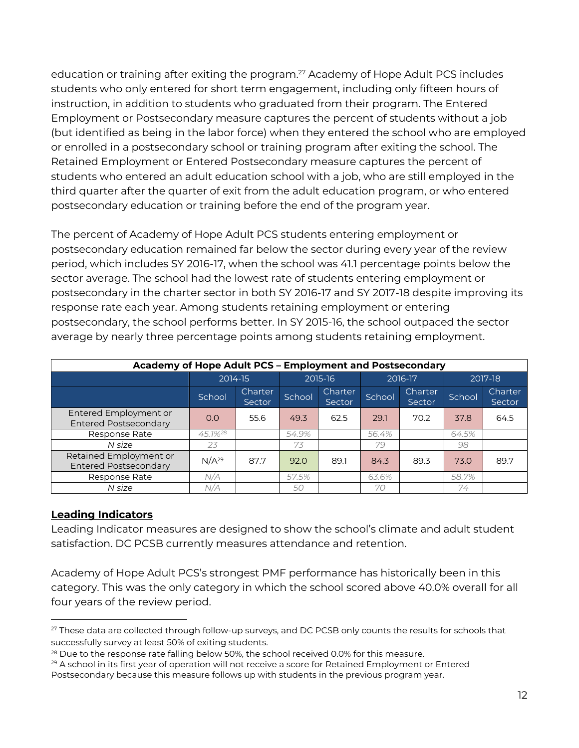education or training after exiting the program.[27] Academy of Hope Adult PCS includes students who only entered for short term engagement, including only fifteen hours of instruction, in addition to students who graduated from their program. The Entered Employment or Postsecondary measure captures the percent of students without a job (but identified as being in the labor force) when they entered the school who are employed or enrolled in a postsecondary school or training program after exiting the school. The Retained Employment or Entered Postsecondary measure captures the percent of students who entered an adult education school with a job, who are still employed in the third quarter after the quarter of exit from the adult education program, or who entered postsecondary education or training before the end of the program year.

The percent of Academy of Hope Adult PCS students entering employment or postsecondary education remained far below the sector during every year of the review period, which includes SY 2016-17, when the school was 41.1 percentage points below the sector average. The school had the lowest rate of students entering employment or postsecondary in the charter sector in both SY 2016-17 and SY 2017-18 despite improving its response rate each year. Among students retaining employment or entering postsecondary, the school performs better. In SY 2015-16, the school outpaced the sector average by nearly three percentage points among students retaining employment.

| Academy of Hope Adult PCS – Employment and Postsecondary | | | | | | | | |
|---|---|---|---|---|---|---|---|---|
| | 2014-15 | | 2015-16 | | 2016-17 | | 2017-18 | |
| | School | Charter Sector | School | Charter Sector | School | Charter Sector | School | Charter Sector |
| Entered Employment or Entered Postsecondary | 0.0 | 55.6 | 49.3 | 62.5 | 29.1 | 70.2 | 37.8 | 64.5 |
| Response Rate | *45.1%[28]* | | *54.9%* | | *56.4%* | | *64.5%* | |
| *N size* | *23* | | *73* | | *79* | | *98* | |
| Retained Employment or Entered Postsecondary | N/A[29] | 87.7 | 92.0 | 89.1 | 84.3 | 89.3 | 73.0 | 89.7 |
| Response Rate | *N/A* | | *57.5%* | | *63.6%* | | *58.7%* | |
| *N size* | *N/A* | | *50* | | *70* | | *74* | |

## Leading Indicators

Leading Indicator measures are designed to show the school's climate and adult student satisfaction. DC PCSB currently measures attendance and retention.

Academy of Hope Adult PCS's strongest PMF performance has historically been in this category. This was the only category in which the school scored above 40.0% overall for all four years of the review period.

---

[27] These data are collected through follow-up surveys, and DC PCSB only counts the results for schools that successfully survey at least 50% of exiting students.

[28] Due to the response rate falling below 50%, the school received 0.0% for this measure.

[29] A school in its first year of operation will not receive a score for Retained Employment or Entered Postsecondary because this measure follows up with students in the previous program year.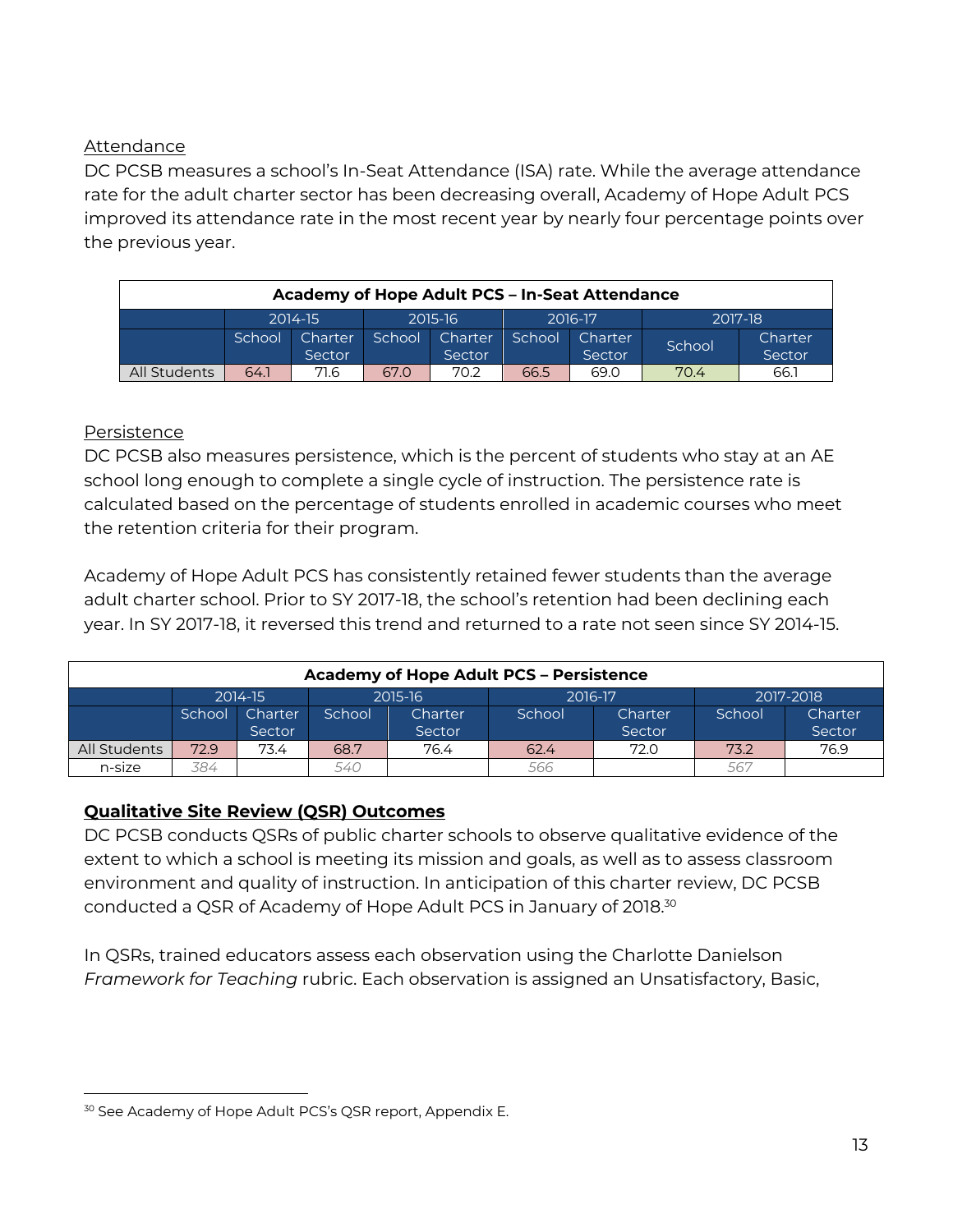<u>Attendance</u>

DC PCSB measures a school's In-Seat Attendance (ISA) rate. While the average attendance rate for the adult charter sector has been decreasing overall, Academy of Hope Adult PCS improved its attendance rate in the most recent year by nearly four percentage points over the previous year.

| Academy of Hope Adult PCS – In-Seat Attendance | | | | | | | | |
|---|---|---|---|---|---|---|---|---|
| | 2014-15 | | 2015-16 | | 2016-17 | | 2017-18 | |
| | School | Charter Sector | School | Charter Sector | School | Charter Sector | School | Charter Sector |
| All Students | 64.1 | 71.6 | 67.0 | 70.2 | 66.5 | 69.0 | 70.4 | 66.1 |

<u>Persistence</u>

DC PCSB also measures persistence, which is the percent of students who stay at an AE school long enough to complete a single cycle of instruction. The persistence rate is calculated based on the percentage of students enrolled in academic courses who meet the retention criteria for their program.

Academy of Hope Adult PCS has consistently retained fewer students than the average adult charter school. Prior to SY 2017-18, the school's retention had been declining each year. In SY 2017-18, it reversed this trend and returned to a rate not seen since SY 2014-15.

| Academy of Hope Adult PCS – Persistence | | | | | | | | |
|---|---|---|---|---|---|---|---|---|
| | 2014-15 | | 2015-16 | | 2016-17 | | 2017-2018 | |
| | School | Charter Sector | School | Charter Sector | School | Charter Sector | School | Charter Sector |
| All Students | 72.9 | 73.4 | 68.7 | 76.4 | 62.4 | 72.0 | 73.2 | 76.9 |
| n-size | *384* | | *540* | | *566* | | *567* | |

## **<u>Qualitative Site Review (QSR) Outcomes</u>**

DC PCSB conducts QSRs of public charter schools to observe qualitative evidence of the extent to which a school is meeting its mission and goals, as well as to assess classroom environment and quality of instruction. In anticipation of this charter review, DC PCSB conducted a QSR of Academy of Hope Adult PCS in January of 2018.[30]

In QSRs, trained educators assess each observation using the Charlotte Danielson *Framework for Teaching* rubric. Each observation is assigned an Unsatisfactory, Basic,

[30] See Academy of Hope Adult PCS's QSR report, Appendix E.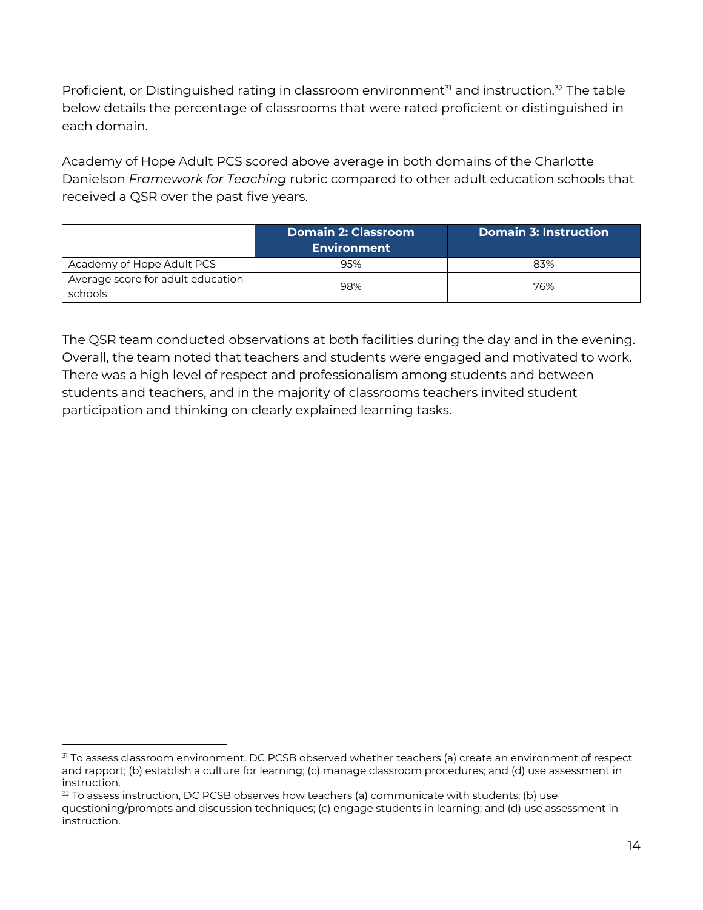Proficient, or Distinguished rating in classroom environment[31] and instruction.[32] The table below details the percentage of classrooms that were rated proficient or distinguished in each domain.

Academy of Hope Adult PCS scored above average in both domains of the Charlotte Danielson *Framework for Teaching* rubric compared to other adult education schools that received a QSR over the past five years.

| | Domain 2: Classroom Environment | Domain 3: Instruction |
|---|---|---|
| Academy of Hope Adult PCS | 95% | 83% |
| Average score for adult education schools | 98% | 76% |

The QSR team conducted observations at both facilities during the day and in the evening. Overall, the team noted that teachers and students were engaged and motivated to work. There was a high level of respect and professionalism among students and between students and teachers, and in the majority of classrooms teachers invited student participation and thinking on clearly explained learning tasks.

[31] To assess classroom environment, DC PCSB observed whether teachers (a) create an environment of respect and rapport; (b) establish a culture for learning; (c) manage classroom procedures; and (d) use assessment in instruction.

[32] To assess instruction, DC PCSB observes how teachers (a) communicate with students; (b) use questioning/prompts and discussion techniques; (c) engage students in learning; and (d) use assessment in instruction.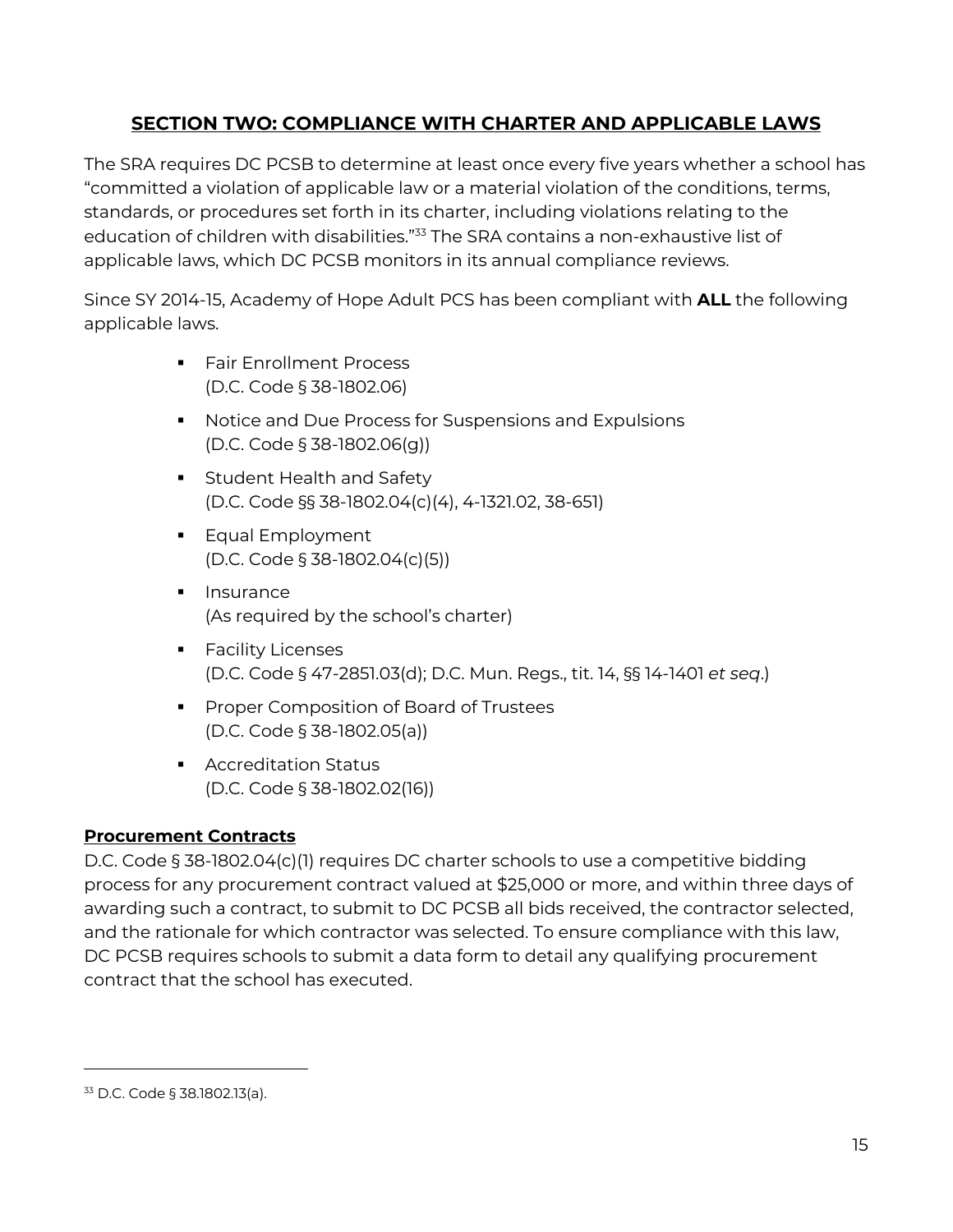## SECTION TWO: COMPLIANCE WITH CHARTER AND APPLICABLE LAWS

The SRA requires DC PCSB to determine at least once every five years whether a school has "committed a violation of applicable law or a material violation of the conditions, terms, standards, or procedures set forth in its charter, including violations relating to the education of children with disabilities."[33] The SRA contains a non-exhaustive list of applicable laws, which DC PCSB monitors in its annual compliance reviews.

Since SY 2014-15, Academy of Hope Adult PCS has been compliant with **ALL** the following applicable laws.

- Fair Enrollment Process
  (D.C. Code § 38-1802.06)
- Notice and Due Process for Suspensions and Expulsions
  (D.C. Code § 38-1802.06(g))
- Student Health and Safety
  (D.C. Code §§ 38-1802.04(c)(4), 4-1321.02, 38-651)
- Equal Employment
  (D.C. Code § 38-1802.04(c)(5))
- Insurance
  (As required by the school's charter)
- Facility Licenses
  (D.C. Code § 47-2851.03(d); D.C. Mun. Regs., tit. 14, §§ 14-1401 *et seq*.)
- Proper Composition of Board of Trustees
  (D.C. Code § 38-1802.05(a))
- Accreditation Status
  (D.C. Code § 38-1802.02(16))

**Procurement Contracts**

D.C. Code § 38-1802.04(c)(1) requires DC charter schools to use a competitive bidding process for any procurement contract valued at $25,000 or more, and within three days of awarding such a contract, to submit to DC PCSB all bids received, the contractor selected, and the rationale for which contractor was selected. To ensure compliance with this law, DC PCSB requires schools to submit a data form to detail any qualifying procurement contract that the school has executed.

---

[33] D.C. Code § 38.1802.13(a).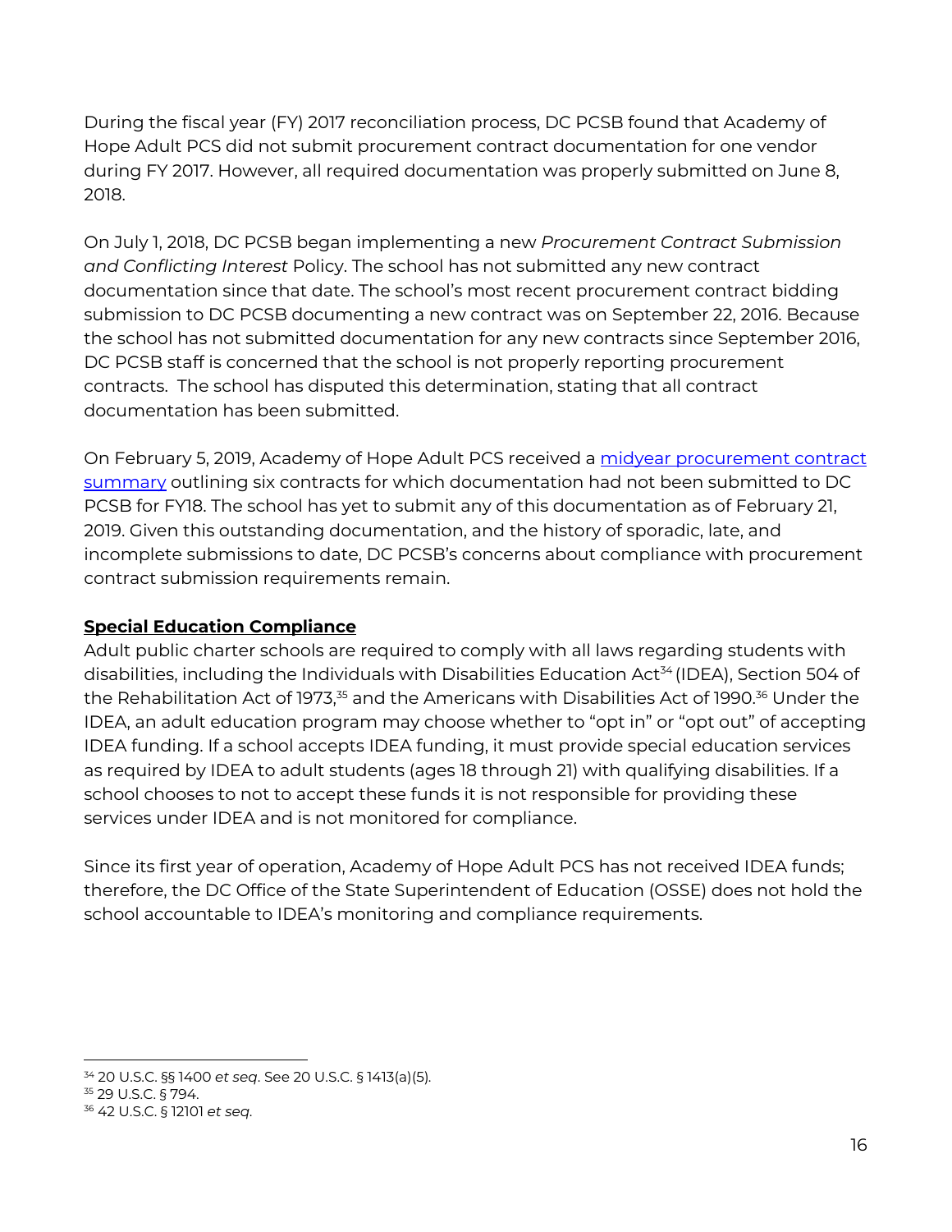During the fiscal year (FY) 2017 reconciliation process, DC PCSB found that Academy of Hope Adult PCS did not submit procurement contract documentation for one vendor during FY 2017. However, all required documentation was properly submitted on June 8, 2018.

On July 1, 2018, DC PCSB began implementing a new *Procurement Contract Submission and Conflicting Interest* Policy. The school has not submitted any new contract documentation since that date. The school's most recent procurement contract bidding submission to DC PCSB documenting a new contract was on September 22, 2016. Because the school has not submitted documentation for any new contracts since September 2016, DC PCSB staff is concerned that the school is not properly reporting procurement contracts. The school has disputed this determination, stating that all contract documentation has been submitted.

On February 5, 2019, Academy of Hope Adult PCS received a midyear procurement contract summary outlining six contracts for which documentation had not been submitted to DC PCSB for FY18. The school has yet to submit any of this documentation as of February 21, 2019. Given this outstanding documentation, and the history of sporadic, late, and incomplete submissions to date, DC PCSB's concerns about compliance with procurement contract submission requirements remain.

**Special Education Compliance**

Adult public charter schools are required to comply with all laws regarding students with disabilities, including the Individuals with Disabilities Education Act[34] (IDEA), Section 504 of the Rehabilitation Act of 1973,[35] and the Americans with Disabilities Act of 1990.[36] Under the IDEA, an adult education program may choose whether to "opt in" or "opt out" of accepting IDEA funding. If a school accepts IDEA funding, it must provide special education services as required by IDEA to adult students (ages 18 through 21) with qualifying disabilities. If a school chooses to not to accept these funds it is not responsible for providing these services under IDEA and is not monitored for compliance.

Since its first year of operation, Academy of Hope Adult PCS has not received IDEA funds; therefore, the DC Office of the State Superintendent of Education (OSSE) does not hold the school accountable to IDEA's monitoring and compliance requirements.

---

[34] 20 U.S.C. §§ 1400 *et seq*. See 20 U.S.C. § 1413(a)(5).

[35] 29 U.S.C. § 794.

[36] 42 U.S.C. § 12101 *et seq*.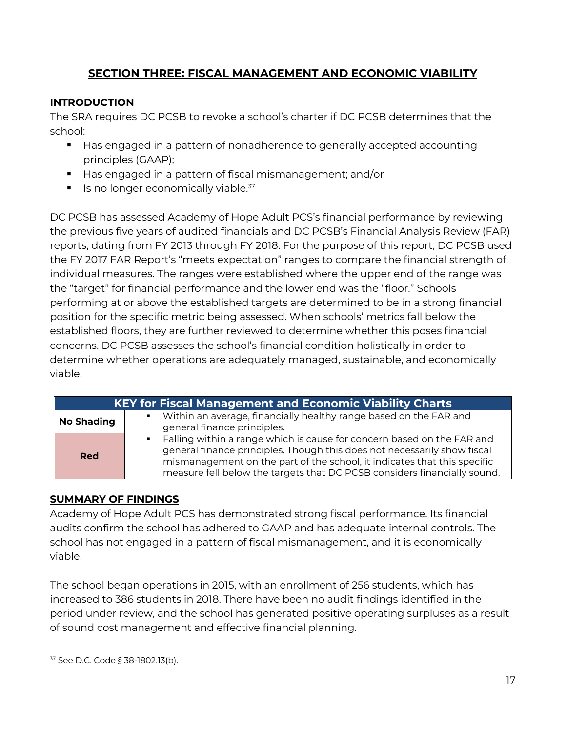## SECTION THREE: FISCAL MANAGEMENT AND ECONOMIC VIABILITY

### INTRODUCTION

The SRA requires DC PCSB to revoke a school's charter if DC PCSB determines that the school:

- Has engaged in a pattern of nonadherence to generally accepted accounting principles (GAAP);
- Has engaged in a pattern of fiscal mismanagement; and/or
- Is no longer economically viable.[37]

DC PCSB has assessed Academy of Hope Adult PCS's financial performance by reviewing the previous five years of audited financials and DC PCSB's Financial Analysis Review (FAR) reports, dating from FY 2013 through FY 2018. For the purpose of this report, DC PCSB used the FY 2017 FAR Report's "meets expectation" ranges to compare the financial strength of individual measures. The ranges were established where the upper end of the range was the "target" for financial performance and the lower end was the "floor." Schools performing at or above the established targets are determined to be in a strong financial position for the specific metric being assessed. When schools' metrics fall below the established floors, they are further reviewed to determine whether this poses financial concerns. DC PCSB assesses the school's financial condition holistically in order to determine whether operations are adequately managed, sustainable, and economically viable.

| KEY for Fiscal Management and Economic Viability Charts | |
|---|---|
| **No Shading** | ▪ Within an average, financially healthy range based on the FAR and general finance principles. |
| **Red** | ▪ Falling within a range which is cause for concern based on the FAR and general finance principles. Though this does not necessarily show fiscal mismanagement on the part of the school, it indicates that this specific measure fell below the targets that DC PCSB considers financially sound. |

### SUMMARY OF FINDINGS

Academy of Hope Adult PCS has demonstrated strong fiscal performance. Its financial audits confirm the school has adhered to GAAP and has adequate internal controls. The school has not engaged in a pattern of fiscal mismanagement, and it is economically viable.

The school began operations in 2015, with an enrollment of 256 students, which has increased to 386 students in 2018. There have been no audit findings identified in the period under review, and the school has generated positive operating surpluses as a result of sound cost management and effective financial planning.

[37] See D.C. Code § 38-1802.13(b).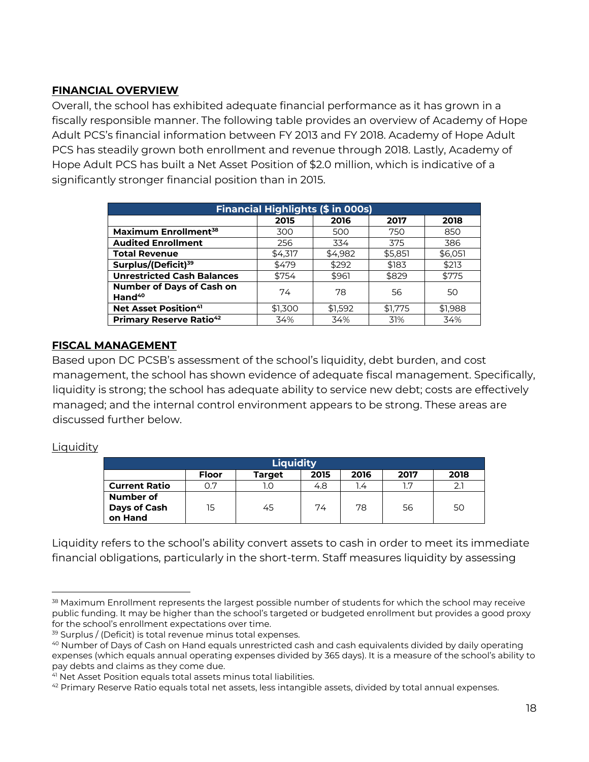## FINANCIAL OVERVIEW

Overall, the school has exhibited adequate financial performance as it has grown in a fiscally responsible manner. The following table provides an overview of Academy of Hope Adult PCS's financial information between FY 2013 and FY 2018. Academy of Hope Adult PCS has steadily grown both enrollment and revenue through 2018. Lastly, Academy of Hope Adult PCS has built a Net Asset Position of $2.0 million, which is indicative of a significantly stronger financial position than in 2015.

| Financial Highlights ($ in 000s) | | | | |
|---|---|---|---|---|
| | **2015** | **2016** | **2017** | **2018** |
| **Maximum Enrollment[38]** | 300 | 500 | 750 | 850 |
| **Audited Enrollment** | 256 | 334 | 375 | 386 |
| **Total Revenue** | $4,317 | $4,982 | $5,851 | $6,051 |
| **Surplus/(Deficit)[39]** | $479 | $292 | $183 | $213 |
| **Unrestricted Cash Balances** | $754 | $961 | $829 | $775 |
| **Number of Days of Cash on Hand[40]** | 74 | 78 | 56 | 50 |
| **Net Asset Position[41]** | $1,300 | $1,592 | $1,775 | $1,988 |
| **Primary Reserve Ratio[42]** | 34% | 34% | 31% | 34% |

## FISCAL MANAGEMENT

Based upon DC PCSB's assessment of the school's liquidity, debt burden, and cost management, the school has shown evidence of adequate fiscal management. Specifically, liquidity is strong; the school has adequate ability to service new debt; costs are effectively managed; and the internal control environment appears to be strong. These areas are discussed further below.

Liquidity

| Liquidity | | | | | | |
|---|---|---|---|---|---|---|
| | **Floor** | **Target** | **2015** | **2016** | **2017** | **2018** |
| **Current Ratio** | 0.7 | 1.0 | 4.8 | 1.4 | 1.7 | 2.1 |
| **Number of Days of Cash on Hand** | 15 | 45 | 74 | 78 | 56 | 50 |

Liquidity refers to the school's ability convert assets to cash in order to meet its immediate financial obligations, particularly in the short-term. Staff measures liquidity by assessing

---

[38] Maximum Enrollment represents the largest possible number of students for which the school may receive public funding. It may be higher than the school's targeted or budgeted enrollment but provides a good proxy for the school's enrollment expectations over time.

[39] Surplus / (Deficit) is total revenue minus total expenses.

[40] Number of Days of Cash on Hand equals unrestricted cash and cash equivalents divided by daily operating expenses (which equals annual operating expenses divided by 365 days). It is a measure of the school's ability to pay debts and claims as they come due.

[41] Net Asset Position equals total assets minus total liabilities.

[42] Primary Reserve Ratio equals total net assets, less intangible assets, divided by total annual expenses.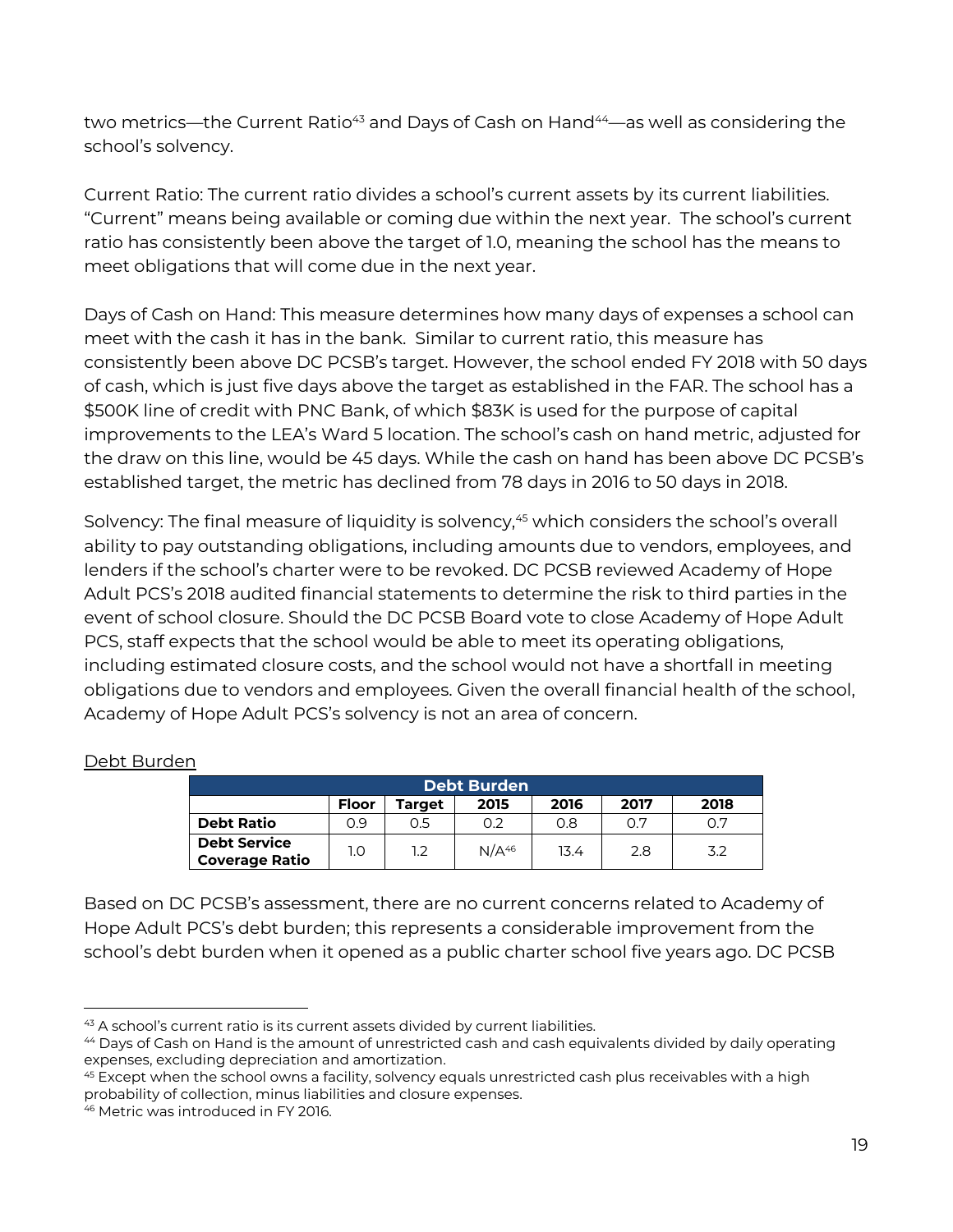two metrics—the Current Ratio[43] and Days of Cash on Hand[44]—as well as considering the school's solvency.

Current Ratio: The current ratio divides a school's current assets by its current liabilities. "Current" means being available or coming due within the next year. The school's current ratio has consistently been above the target of 1.0, meaning the school has the means to meet obligations that will come due in the next year.

Days of Cash on Hand: This measure determines how many days of expenses a school can meet with the cash it has in the bank. Similar to current ratio, this measure has consistently been above DC PCSB's target. However, the school ended FY 2018 with 50 days of cash, which is just five days above the target as established in the FAR. The school has a $500K line of credit with PNC Bank, of which $83K is used for the purpose of capital improvements to the LEA's Ward 5 location. The school's cash on hand metric, adjusted for the draw on this line, would be 45 days. While the cash on hand has been above DC PCSB's established target, the metric has declined from 78 days in 2016 to 50 days in 2018.

Solvency: The final measure of liquidity is solvency,[45] which considers the school's overall ability to pay outstanding obligations, including amounts due to vendors, employees, and lenders if the school's charter were to be revoked. DC PCSB reviewed Academy of Hope Adult PCS's 2018 audited financial statements to determine the risk to third parties in the event of school closure. Should the DC PCSB Board vote to close Academy of Hope Adult PCS, staff expects that the school would be able to meet its operating obligations, including estimated closure costs, and the school would not have a shortfall in meeting obligations due to vendors and employees. Given the overall financial health of the school, Academy of Hope Adult PCS's solvency is not an area of concern.

Debt Burden

| Debt Burden | | | | | | |
|---|---|---|---|---|---|---|
| | **Floor** | **Target** | **2015** | **2016** | **2017** | **2018** |
| **Debt Ratio** | 0.9 | 0.5 | 0.2 | 0.8 | 0.7 | 0.7 |
| **Debt Service Coverage Ratio** | 1.0 | 1.2 | N/A[46] | 13.4 | 2.8 | 3.2 |

Based on DC PCSB's assessment, there are no current concerns related to Academy of Hope Adult PCS's debt burden; this represents a considerable improvement from the school's debt burden when it opened as a public charter school five years ago. DC PCSB

---

[43] A school's current ratio is its current assets divided by current liabilities.

[44] Days of Cash on Hand is the amount of unrestricted cash and cash equivalents divided by daily operating expenses, excluding depreciation and amortization.

[45] Except when the school owns a facility, solvency equals unrestricted cash plus receivables with a high probability of collection, minus liabilities and closure expenses.

[46] Metric was introduced in FY 2016.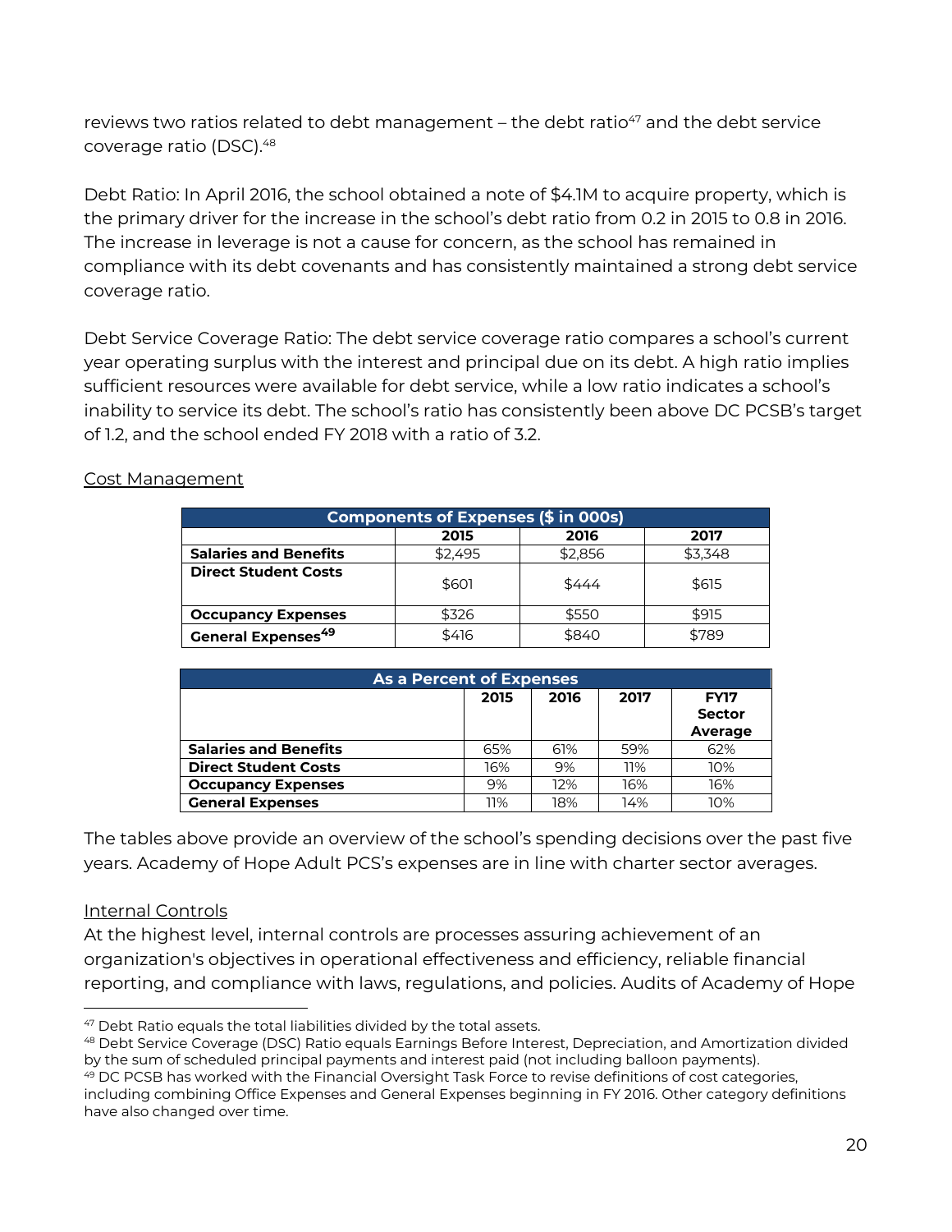reviews two ratios related to debt management – the debt ratio[47] and the debt service coverage ratio (DSC).[48]

Debt Ratio: In April 2016, the school obtained a note of $4.1M to acquire property, which is the primary driver for the increase in the school's debt ratio from 0.2 in 2015 to 0.8 in 2016. The increase in leverage is not a cause for concern, as the school has remained in compliance with its debt covenants and has consistently maintained a strong debt service coverage ratio.

Debt Service Coverage Ratio: The debt service coverage ratio compares a school's current year operating surplus with the interest and principal due on its debt. A high ratio implies sufficient resources were available for debt service, while a low ratio indicates a school's inability to service its debt. The school's ratio has consistently been above DC PCSB's target of 1.2, and the school ended FY 2018 with a ratio of 3.2.

Cost Management

| Components of Expenses ($ in 000s) | | | |
|---|---|---|---|
| | **2015** | **2016** | **2017** |
| **Salaries and Benefits** | $2,495 | $2,856 | $3,348 |
| **Direct Student Costs** | $601 | $444 | $615 |
| **Occupancy Expenses** | $326 | $550 | $915 |
| **General Expenses[49]** | $416 | $840 | $789 |

| As a Percent of Expenses | | | | |
|---|---|---|---|---|
| | **2015** | **2016** | **2017** | **FY17 Sector Average** |
| **Salaries and Benefits** | 65% | 61% | 59% | 62% |
| **Direct Student Costs** | 16% | 9% | 11% | 10% |
| **Occupancy Expenses** | 9% | 12% | 16% | 16% |
| **General Expenses** | 11% | 18% | 14% | 10% |

The tables above provide an overview of the school's spending decisions over the past five years. Academy of Hope Adult PCS's expenses are in line with charter sector averages.

Internal Controls

At the highest level, internal controls are processes assuring achievement of an organization's objectives in operational effectiveness and efficiency, reliable financial reporting, and compliance with laws, regulations, and policies. Audits of Academy of Hope

[47] Debt Ratio equals the total liabilities divided by the total assets.

[48] Debt Service Coverage (DSC) Ratio equals Earnings Before Interest, Depreciation, and Amortization divided by the sum of scheduled principal payments and interest paid (not including balloon payments).

[49] DC PCSB has worked with the Financial Oversight Task Force to revise definitions of cost categories, including combining Office Expenses and General Expenses beginning in FY 2016. Other category definitions have also changed over time.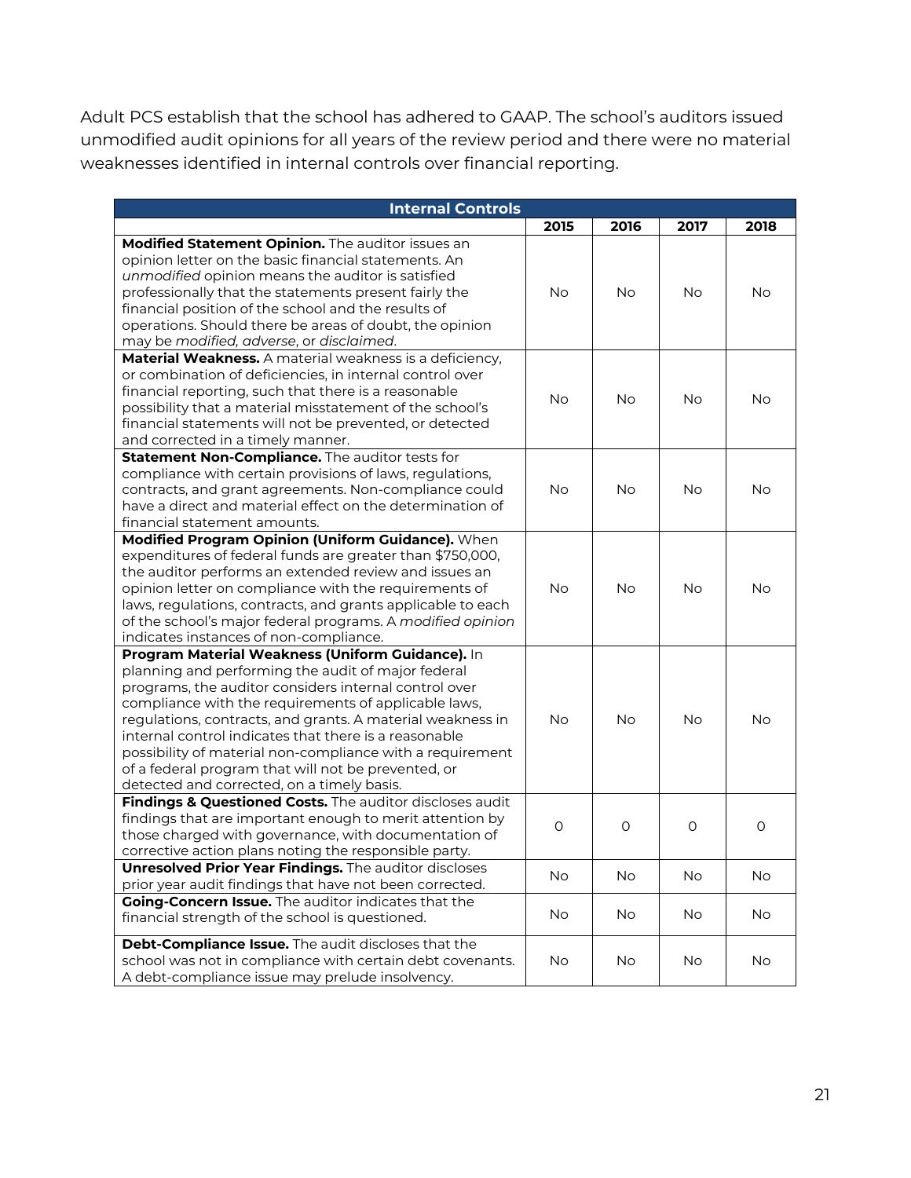Adult PCS establish that the school has adhered to GAAP. The school's auditors issued unmodified audit opinions for all years of the review period and there were no material weaknesses identified in internal controls over financial reporting.

| Internal Controls | | | | |
|---|---|---|---|---|
| | **2015** | **2016** | **2017** | **2018** |
| **Modified Statement Opinion.** The auditor issues an opinion letter on the basic financial statements. An *unmodified* opinion means the auditor is satisfied professionally that the statements present fairly the financial position of the school and the results of operations. Should there be areas of doubt, the opinion may be *modified, adverse*, or *disclaimed*. | No | No | No | No |
| **Material Weakness.** A material weakness is a deficiency, or combination of deficiencies, in internal control over financial reporting, such that there is a reasonable possibility that a material misstatement of the school's financial statements will not be prevented, or detected and corrected in a timely manner. | No | No | No | No |
| **Statement Non-Compliance.** The auditor tests for compliance with certain provisions of laws, regulations, contracts, and grant agreements. Non-compliance could have a direct and material effect on the determination of financial statement amounts. | No | No | No | No |
| **Modified Program Opinion (Uniform Guidance).** When expenditures of federal funds are greater than $750,000, the auditor performs an extended review and issues an opinion letter on compliance with the requirements of laws, regulations, contracts, and grants applicable to each of the school's major federal programs. A *modified opinion* indicates instances of non-compliance. | No | No | No | No |
| **Program Material Weakness (Uniform Guidance).** In planning and performing the audit of major federal programs, the auditor considers internal control over compliance with the requirements of applicable laws, regulations, contracts, and grants. A material weakness in internal control indicates that there is a reasonable possibility of material non-compliance with a requirement of a federal program that will not be prevented, or detected and corrected, on a timely basis. | No | No | No | No |
| **Findings & Questioned Costs.** The auditor discloses audit findings that are important enough to merit attention by those charged with governance, with documentation of corrective action plans noting the responsible party. | 0 | 0 | 0 | 0 |
| **Unresolved Prior Year Findings.** The auditor discloses prior year audit findings that have not been corrected. | No | No | No | No |
| **Going-Concern Issue.** The auditor indicates that the financial strength of the school is questioned. | No | No | No | No |
| **Debt-Compliance Issue.** The audit discloses that the school was not in compliance with certain debt covenants. A debt-compliance issue may prelude insolvency. | No | No | No | No |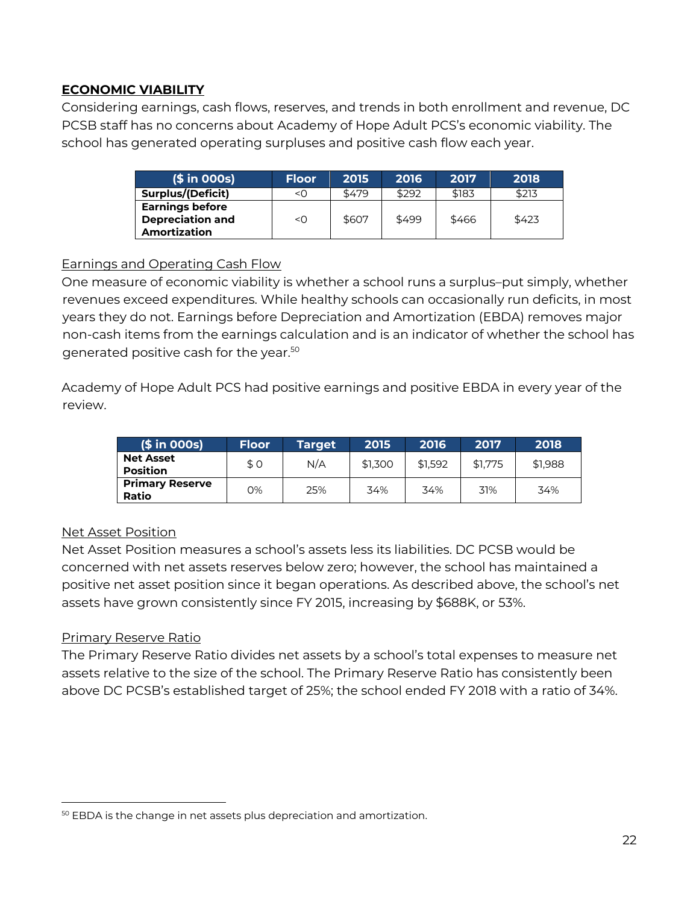## ECONOMIC VIABILITY

Considering earnings, cash flows, reserves, and trends in both enrollment and revenue, DC PCSB staff has no concerns about Academy of Hope Adult PCS's economic viability. The school has generated operating surpluses and positive cash flow each year.

| ($ in 000s) | Floor | 2015 | 2016 | 2017 | 2018 |
|---|---|---|---|---|---|
| **Surplus/(Deficit)** | <0 | $479 | $292 | $183 | $213 |
| **Earnings before Depreciation and Amortization** | <0 | $607 | $499 | $466 | $423 |

Earnings and Operating Cash Flow

One measure of economic viability is whether a school runs a surplus–put simply, whether revenues exceed expenditures. While healthy schools can occasionally run deficits, in most years they do not. Earnings before Depreciation and Amortization (EBDA) removes major non-cash items from the earnings calculation and is an indicator of whether the school has generated positive cash for the year.[50]

Academy of Hope Adult PCS had positive earnings and positive EBDA in every year of the review.

| ($ in 000s) | Floor | Target | 2015 | 2016 | 2017 | 2018 |
|---|---|---|---|---|---|---|
| **Net Asset Position** | $ 0 | N/A | $1,300 | $1,592 | $1,775 | $1,988 |
| **Primary Reserve Ratio** | 0% | 25% | 34% | 34% | 31% | 34% |

Net Asset Position

Net Asset Position measures a school's assets less its liabilities. DC PCSB would be concerned with net assets reserves below zero; however, the school has maintained a positive net asset position since it began operations. As described above, the school's net assets have grown consistently since FY 2015, increasing by $688K, or 53%.

Primary Reserve Ratio

The Primary Reserve Ratio divides net assets by a school's total expenses to measure net assets relative to the size of the school. The Primary Reserve Ratio has consistently been above DC PCSB's established target of 25%; the school ended FY 2018 with a ratio of 34%.

[50] EBDA is the change in net assets plus depreciation and amortization.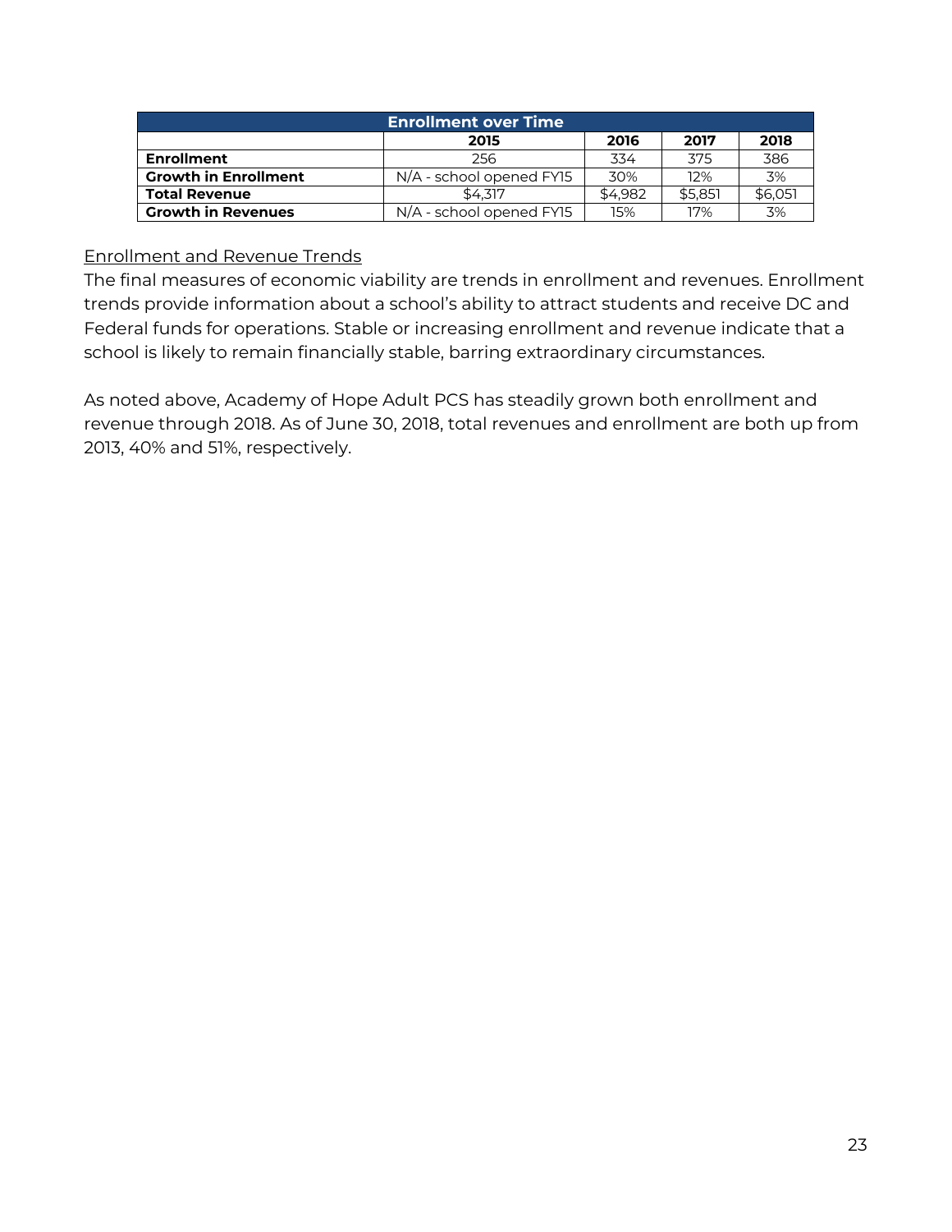| Enrollment over Time | | | | |
|---|---|---|---|---|
| | **2015** | **2016** | **2017** | **2018** |
| **Enrollment** | 256 | 334 | 375 | 386 |
| **Growth in Enrollment** | N/A - school opened FY15 | 30% | 12% | 3% |
| **Total Revenue** | $4,317 | $4,982 | $5,851 | $6,051 |
| **Growth in Revenues** | N/A - school opened FY15 | 15% | 17% | 3% |

<u>Enrollment and Revenue Trends</u>

The final measures of economic viability are trends in enrollment and revenues. Enrollment trends provide information about a school's ability to attract students and receive DC and Federal funds for operations. Stable or increasing enrollment and revenue indicate that a school is likely to remain financially stable, barring extraordinary circumstances.

As noted above, Academy of Hope Adult PCS has steadily grown both enrollment and revenue through 2018. As of June 30, 2018, total revenues and enrollment are both up from 2013, 40% and 51%, respectively.